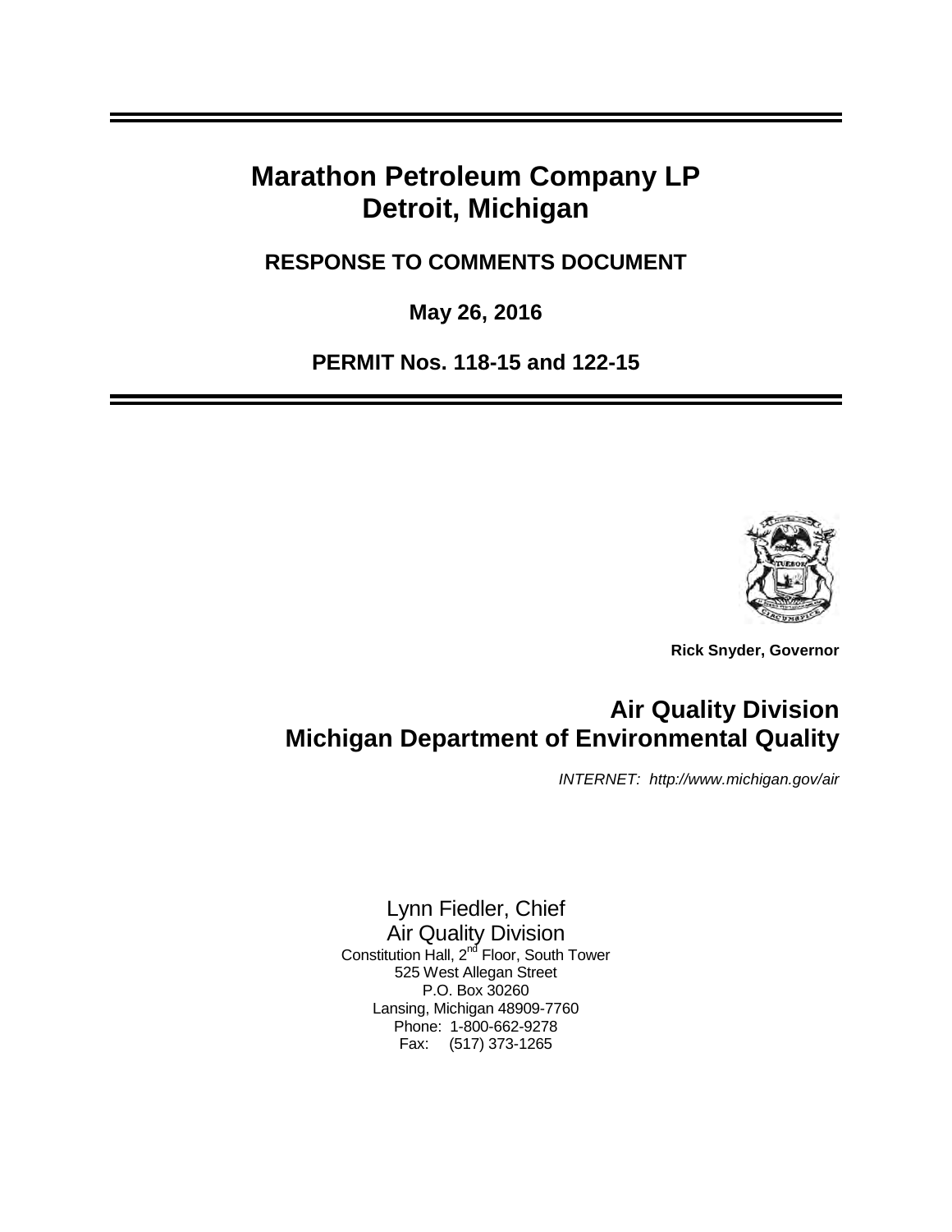# Marathon Petroleum Company LP
# Detroit, Michigan

## RESPONSE TO COMMENTS DOCUMENT

**May 26, 2016**

**PERMIT Nos. 118-15 and 122-15**

**Rick Snyder, Governor**

## Air Quality Division
## Michigan Department of Environmental Quality

*INTERNET: http://www.michigan.gov/air*

Lynn Fiedler, Chief
Air Quality Division
Constitution Hall, 2nd Floor, South Tower
525 West Allegan Street
P.O. Box 30260
Lansing, Michigan 48909-7760
Phone: 1-800-662-9278
Fax: (517) 373-1265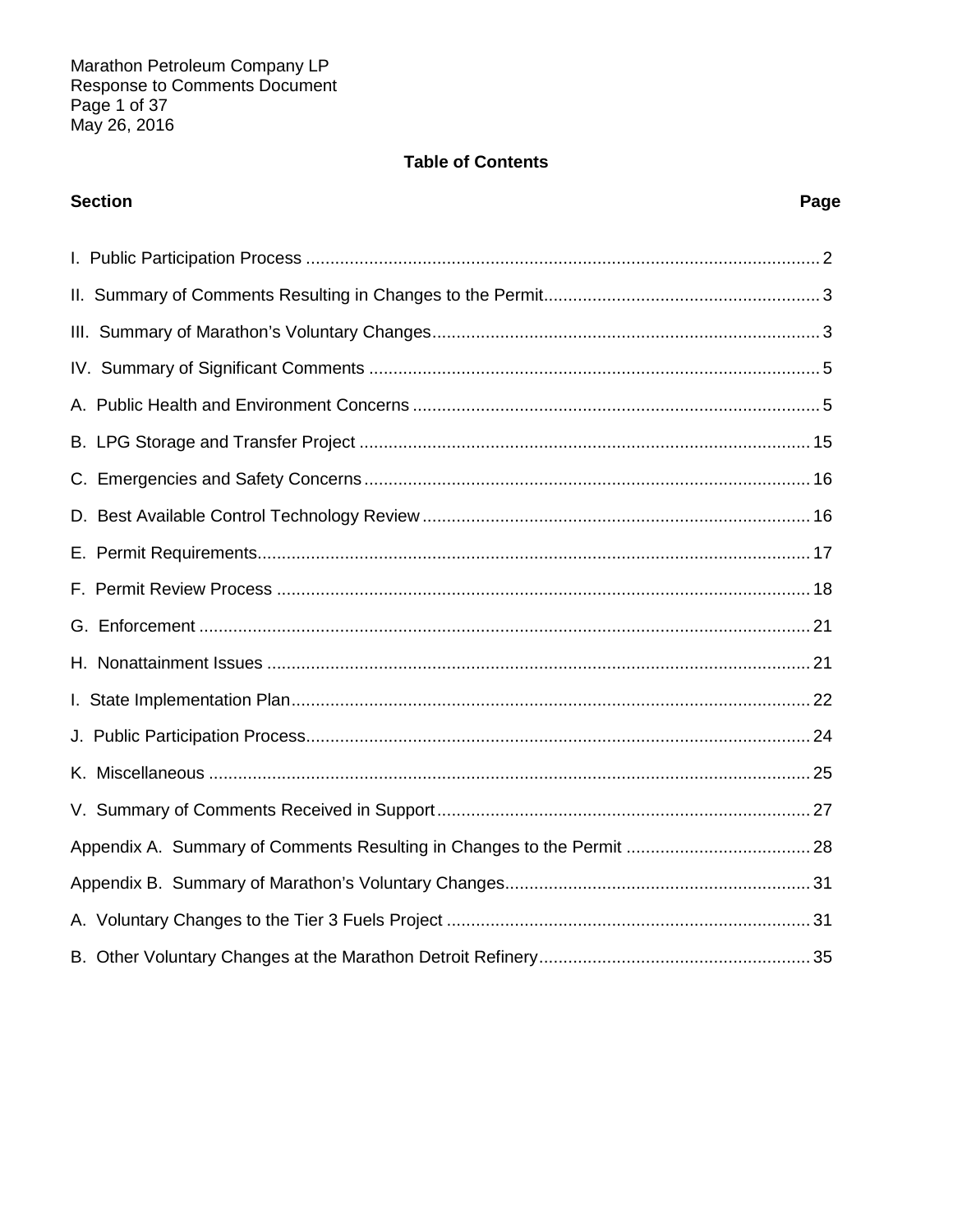## Table of Contents

| Section | Page |
|---|---|
| I. Public Participation Process | 2 |
| II. Summary of Comments Resulting in Changes to the Permit | 3 |
| III. Summary of Marathon's Voluntary Changes | 3 |
| IV. Summary of Significant Comments | 5 |
| A. Public Health and Environment Concerns | 5 |
| B. LPG Storage and Transfer Project | 15 |
| C. Emergencies and Safety Concerns | 16 |
| D. Best Available Control Technology Review | 16 |
| E. Permit Requirements | 17 |
| F. Permit Review Process | 18 |
| G. Enforcement | 21 |
| H. Nonattainment Issues | 21 |
| I. State Implementation Plan | 22 |
| J. Public Participation Process | 24 |
| K. Miscellaneous | 25 |
| V. Summary of Comments Received in Support | 27 |
| Appendix A. Summary of Comments Resulting in Changes to the Permit | 28 |
| Appendix B. Summary of Marathon's Voluntary Changes | 31 |
| A. Voluntary Changes to the Tier 3 Fuels Project | 31 |
| B. Other Voluntary Changes at the Marathon Detroit Refinery | 35 |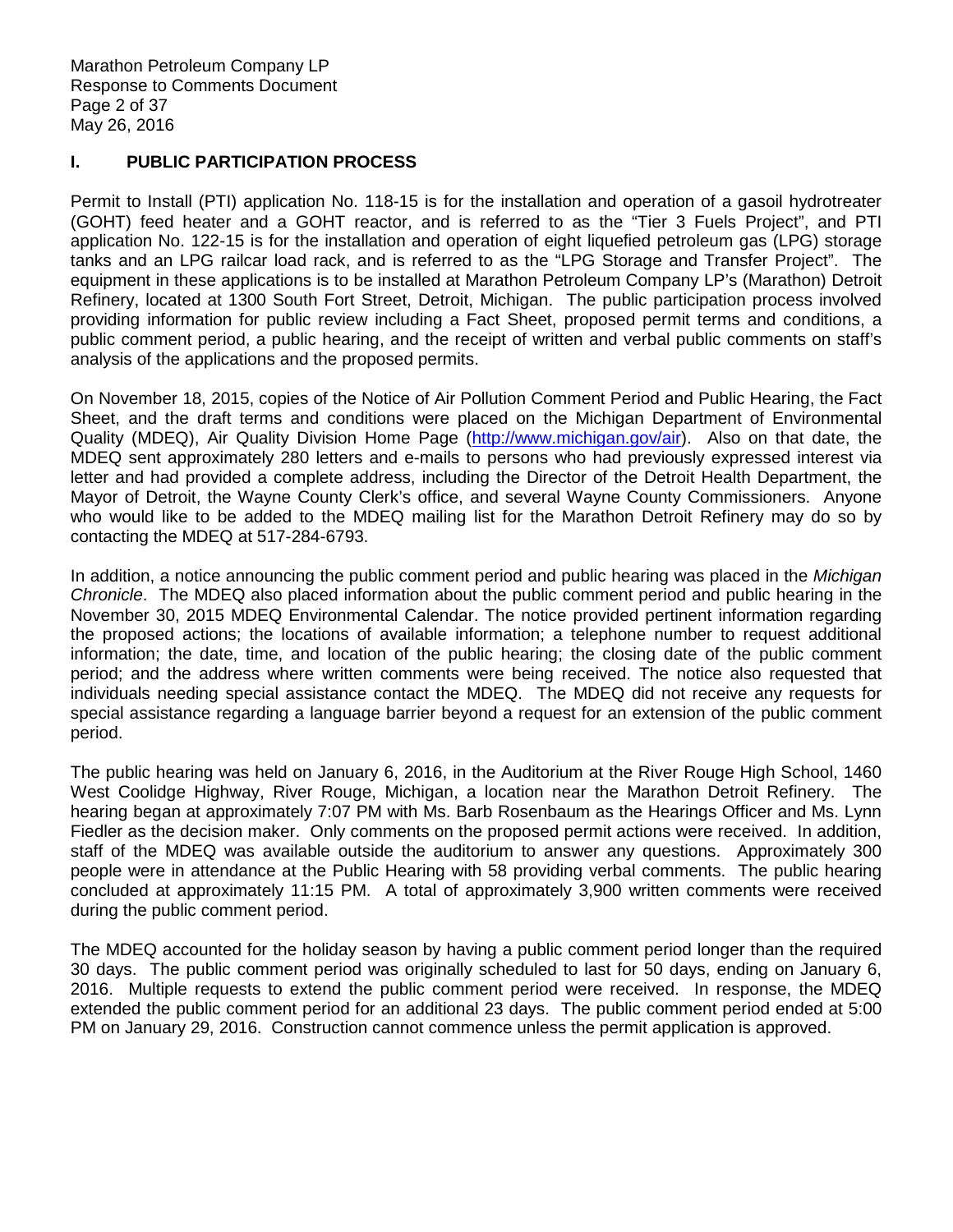## I. PUBLIC PARTICIPATION PROCESS

Permit to Install (PTI) application No. 118-15 is for the installation and operation of a gasoil hydrotreater (GOHT) feed heater and a GOHT reactor, and is referred to as the "Tier 3 Fuels Project", and PTI application No. 122-15 is for the installation and operation of eight liquefied petroleum gas (LPG) storage tanks and an LPG railcar load rack, and is referred to as the "LPG Storage and Transfer Project". The equipment in these applications is to be installed at Marathon Petroleum Company LP's (Marathon) Detroit Refinery, located at 1300 South Fort Street, Detroit, Michigan. The public participation process involved providing information for public review including a Fact Sheet, proposed permit terms and conditions, a public comment period, a public hearing, and the receipt of written and verbal public comments on staff's analysis of the applications and the proposed permits.

On November 18, 2015, copies of the Notice of Air Pollution Comment Period and Public Hearing, the Fact Sheet, and the draft terms and conditions were placed on the Michigan Department of Environmental Quality (MDEQ), Air Quality Division Home Page (http://www.michigan.gov/air). Also on that date, the MDEQ sent approximately 280 letters and e-mails to persons who had previously expressed interest via letter and had provided a complete address, including the Director of the Detroit Health Department, the Mayor of Detroit, the Wayne County Clerk's office, and several Wayne County Commissioners. Anyone who would like to be added to the MDEQ mailing list for the Marathon Detroit Refinery may do so by contacting the MDEQ at 517-284-6793.

In addition, a notice announcing the public comment period and public hearing was placed in the *Michigan Chronicle*. The MDEQ also placed information about the public comment period and public hearing in the November 30, 2015 MDEQ Environmental Calendar. The notice provided pertinent information regarding the proposed actions; the locations of available information; a telephone number to request additional information; the date, time, and location of the public hearing; the closing date of the public comment period; and the address where written comments were being received. The notice also requested that individuals needing special assistance contact the MDEQ. The MDEQ did not receive any requests for special assistance regarding a language barrier beyond a request for an extension of the public comment period.

The public hearing was held on January 6, 2016, in the Auditorium at the River Rouge High School, 1460 West Coolidge Highway, River Rouge, Michigan, a location near the Marathon Detroit Refinery. The hearing began at approximately 7:07 PM with Ms. Barb Rosenbaum as the Hearings Officer and Ms. Lynn Fiedler as the decision maker. Only comments on the proposed permit actions were received. In addition, staff of the MDEQ was available outside the auditorium to answer any questions. Approximately 300 people were in attendance at the Public Hearing with 58 providing verbal comments. The public hearing concluded at approximately 11:15 PM. A total of approximately 3,900 written comments were received during the public comment period.

The MDEQ accounted for the holiday season by having a public comment period longer than the required 30 days. The public comment period was originally scheduled to last for 50 days, ending on January 6, 2016. Multiple requests to extend the public comment period were received. In response, the MDEQ extended the public comment period for an additional 23 days. The public comment period ended at 5:00 PM on January 29, 2016. Construction cannot commence unless the permit application is approved.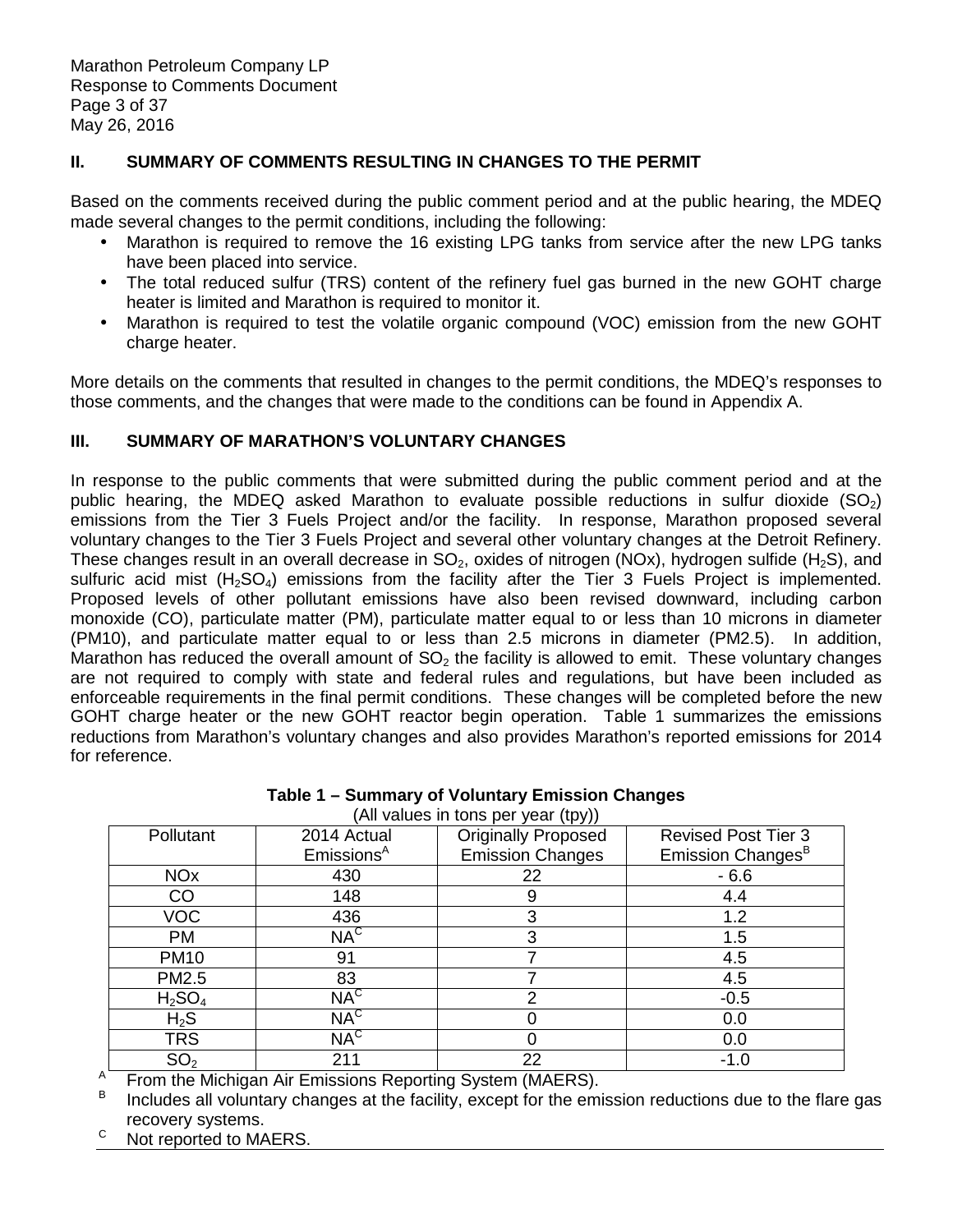## II. SUMMARY OF COMMENTS RESULTING IN CHANGES TO THE PERMIT

Based on the comments received during the public comment period and at the public hearing, the MDEQ made several changes to the permit conditions, including the following:

- Marathon is required to remove the 16 existing LPG tanks from service after the new LPG tanks have been placed into service.
- The total reduced sulfur (TRS) content of the refinery fuel gas burned in the new GOHT charge heater is limited and Marathon is required to monitor it.
- Marathon is required to test the volatile organic compound (VOC) emission from the new GOHT charge heater.

More details on the comments that resulted in changes to the permit conditions, the MDEQ's responses to those comments, and the changes that were made to the conditions can be found in Appendix A.

## III. SUMMARY OF MARATHON'S VOLUNTARY CHANGES

In response to the public comments that were submitted during the public comment period and at the public hearing, the MDEQ asked Marathon to evaluate possible reductions in sulfur dioxide ($SO_2$) emissions from the Tier 3 Fuels Project and/or the facility. In response, Marathon proposed several voluntary changes to the Tier 3 Fuels Project and several other voluntary changes at the Detroit Refinery. These changes result in an overall decrease in $SO_2$, oxides of nitrogen (NOx), hydrogen sulfide ($H_2S$), and sulfuric acid mist ($H_2SO_4$) emissions from the facility after the Tier 3 Fuels Project is implemented. Proposed levels of other pollutant emissions have also been revised downward, including carbon monoxide (CO), particulate matter (PM), particulate matter equal to or less than 10 microns in diameter (PM10), and particulate matter equal to or less than 2.5 microns in diameter (PM2.5). In addition, Marathon has reduced the overall amount of $SO_2$ the facility is allowed to emit. These voluntary changes are not required to comply with state and federal rules and regulations, but have been included as enforceable requirements in the final permit conditions. These changes will be completed before the new GOHT charge heater or the new GOHT reactor begin operation. Table 1 summarizes the emissions reductions from Marathon's voluntary changes and also provides Marathon's reported emissions for 2014 for reference.

**Table 1 – Summary of Voluntary Emission Changes**

(All values in tons per year (tpy))

| Pollutant | 2014 Actual Emissions[A] | Originally Proposed Emission Changes | Revised Post Tier 3 Emission Changes[B] |
|---|---|---|---|
| NOx | 430 | 22 | - 6.6 |
| CO | 148 | 9 | 4.4 |
| VOC | 436 | 3 | 1.2 |
| PM | NA[C] | 3 | 1.5 |
| PM10 | 91 | 7 | 4.5 |
| PM2.5 | 83 | 7 | 4.5 |
| $H_2SO_4$ | NA[C] | 2 | -0.5 |
| $H_2S$ | NA[C] | 0 | 0.0 |
| TRS | NA[C] | 0 | 0.0 |
| $SO_2$ | 211 | 22 | -1.0 |

[A] From the Michigan Air Emissions Reporting System (MAERS).

[B] Includes all voluntary changes at the facility, except for the emission reductions due to the flare gas recovery systems.

[C] Not reported to MAERS.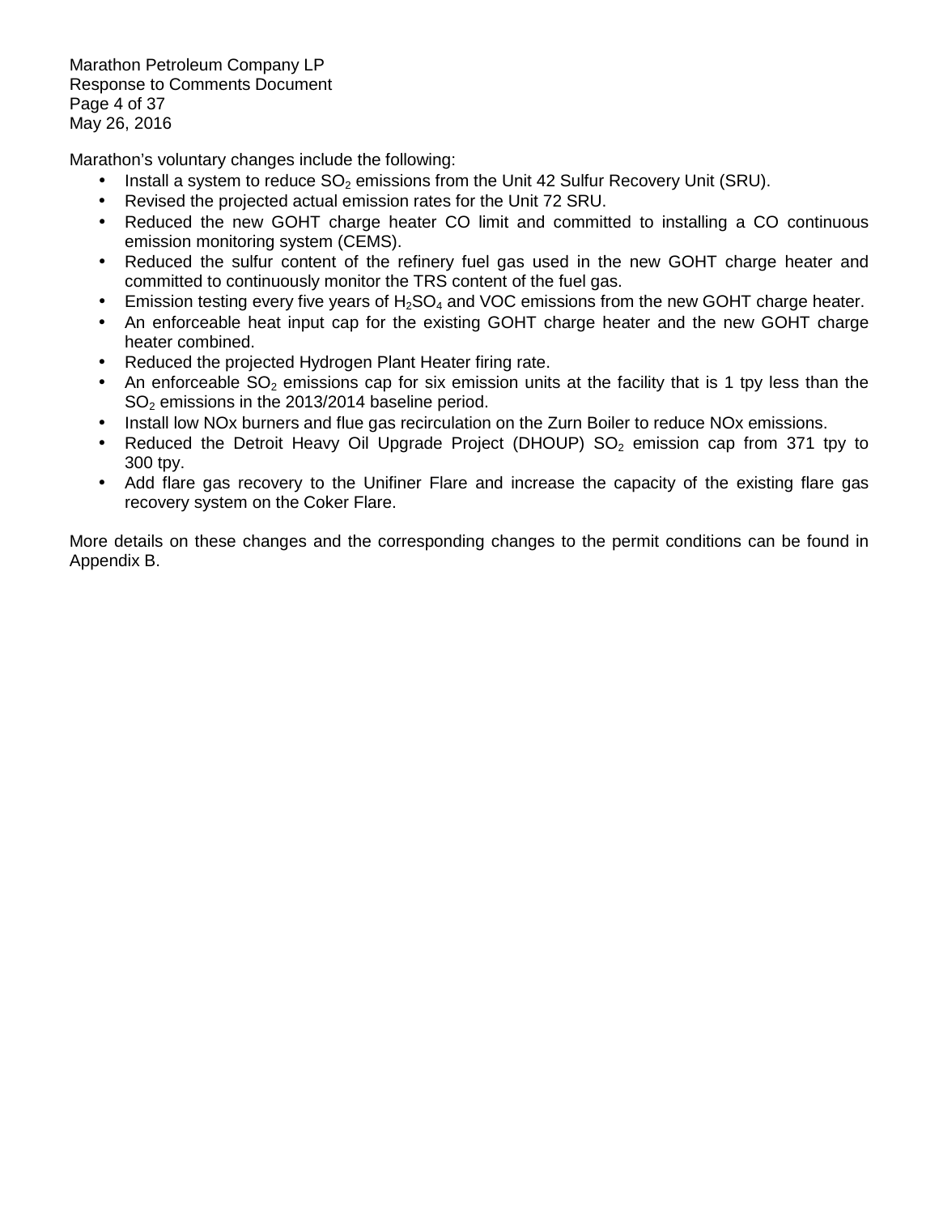Marathon's voluntary changes include the following:

- Install a system to reduce $SO_2$ emissions from the Unit 42 Sulfur Recovery Unit (SRU).
- Revised the projected actual emission rates for the Unit 72 SRU.
- Reduced the new GOHT charge heater CO limit and committed to installing a CO continuous emission monitoring system (CEMS).
- Reduced the sulfur content of the refinery fuel gas used in the new GOHT charge heater and committed to continuously monitor the TRS content of the fuel gas.
- Emission testing every five years of $H_2SO_4$ and VOC emissions from the new GOHT charge heater.
- An enforceable heat input cap for the existing GOHT charge heater and the new GOHT charge heater combined.
- Reduced the projected Hydrogen Plant Heater firing rate.
- An enforceable $SO_2$ emissions cap for six emission units at the facility that is 1 tpy less than the $SO_2$ emissions in the 2013/2014 baseline period.
- Install low NOx burners and flue gas recirculation on the Zurn Boiler to reduce NOx emissions.
- Reduced the Detroit Heavy Oil Upgrade Project (DHOUP) $SO_2$ emission cap from 371 tpy to 300 tpy.
- Add flare gas recovery to the Unifiner Flare and increase the capacity of the existing flare gas recovery system on the Coker Flare.

More details on these changes and the corresponding changes to the permit conditions can be found in Appendix B.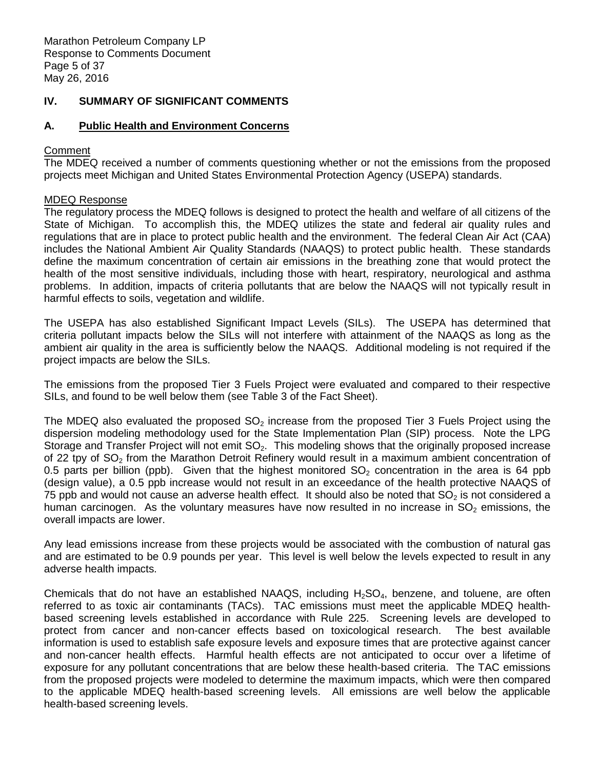## IV. SUMMARY OF SIGNIFICANT COMMENTS

### A. Public Health and Environment Concerns

Comment

The MDEQ received a number of comments questioning whether or not the emissions from the proposed projects meet Michigan and United States Environmental Protection Agency (USEPA) standards.

MDEQ Response

The regulatory process the MDEQ follows is designed to protect the health and welfare of all citizens of the State of Michigan. To accomplish this, the MDEQ utilizes the state and federal air quality rules and regulations that are in place to protect public health and the environment. The federal Clean Air Act (CAA) includes the National Ambient Air Quality Standards (NAAQS) to protect public health. These standards define the maximum concentration of certain air emissions in the breathing zone that would protect the health of the most sensitive individuals, including those with heart, respiratory, neurological and asthma problems. In addition, impacts of criteria pollutants that are below the NAAQS will not typically result in harmful effects to soils, vegetation and wildlife.

The USEPA has also established Significant Impact Levels (SILs). The USEPA has determined that criteria pollutant impacts below the SILs will not interfere with attainment of the NAAQS as long as the ambient air quality in the area is sufficiently below the NAAQS. Additional modeling is not required if the project impacts are below the SILs.

The emissions from the proposed Tier 3 Fuels Project were evaluated and compared to their respective SILs, and found to be well below them (see Table 3 of the Fact Sheet).

The MDEQ also evaluated the proposed $SO_2$ increase from the proposed Tier 3 Fuels Project using the dispersion modeling methodology used for the State Implementation Plan (SIP) process. Note the LPG Storage and Transfer Project will not emit $SO_2$. This modeling shows that the originally proposed increase of 22 tpy of $SO_2$ from the Marathon Detroit Refinery would result in a maximum ambient concentration of 0.5 parts per billion (ppb). Given that the highest monitored $SO_2$ concentration in the area is 64 ppb (design value), a 0.5 ppb increase would not result in an exceedance of the health protective NAAQS of 75 ppb and would not cause an adverse health effect. It should also be noted that $SO_2$ is not considered a human carcinogen. As the voluntary measures have now resulted in no increase in $SO_2$ emissions, the overall impacts are lower.

Any lead emissions increase from these projects would be associated with the combustion of natural gas and are estimated to be 0.9 pounds per year. This level is well below the levels expected to result in any adverse health impacts.

Chemicals that do not have an established NAAQS, including $H_2SO_4$, benzene, and toluene, are often referred to as toxic air contaminants (TACs). TAC emissions must meet the applicable MDEQ health-based screening levels established in accordance with Rule 225. Screening levels are developed to protect from cancer and non-cancer effects based on toxicological research. The best available information is used to establish safe exposure levels and exposure times that are protective against cancer and non-cancer health effects. Harmful health effects are not anticipated to occur over a lifetime of exposure for any pollutant concentrations that are below these health-based criteria. The TAC emissions from the proposed projects were modeled to determine the maximum impacts, which were then compared to the applicable MDEQ health-based screening levels. All emissions are well below the applicable health-based screening levels.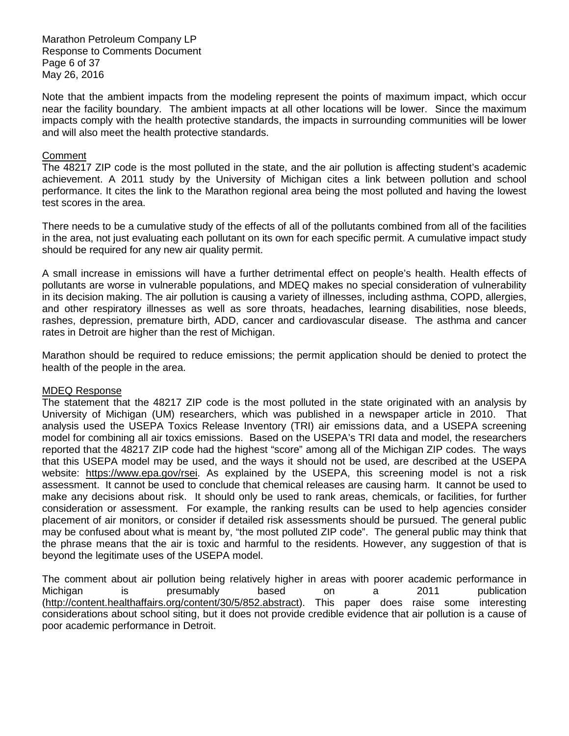Note that the ambient impacts from the modeling represent the points of maximum impact, which occur near the facility boundary. The ambient impacts at all other locations will be lower. Since the maximum impacts comply with the health protective standards, the impacts in surrounding communities will be lower and will also meet the health protective standards.

Comment

The 48217 ZIP code is the most polluted in the state, and the air pollution is affecting student's academic achievement. A 2011 study by the University of Michigan cites a link between pollution and school performance. It cites the link to the Marathon regional area being the most polluted and having the lowest test scores in the area.

There needs to be a cumulative study of the effects of all of the pollutants combined from all of the facilities in the area, not just evaluating each pollutant on its own for each specific permit. A cumulative impact study should be required for any new air quality permit.

A small increase in emissions will have a further detrimental effect on people's health. Health effects of pollutants are worse in vulnerable populations, and MDEQ makes no special consideration of vulnerability in its decision making. The air pollution is causing a variety of illnesses, including asthma, COPD, allergies, and other respiratory illnesses as well as sore throats, headaches, learning disabilities, nose bleeds, rashes, depression, premature birth, ADD, cancer and cardiovascular disease. The asthma and cancer rates in Detroit are higher than the rest of Michigan.

Marathon should be required to reduce emissions; the permit application should be denied to protect the health of the people in the area.

MDEQ Response

The statement that the 48217 ZIP code is the most polluted in the state originated with an analysis by University of Michigan (UM) researchers, which was published in a newspaper article in 2010. That analysis used the USEPA Toxics Release Inventory (TRI) air emissions data, and a USEPA screening model for combining all air toxics emissions. Based on the USEPA's TRI data and model, the researchers reported that the 48217 ZIP code had the highest "score" among all of the Michigan ZIP codes. The ways that this USEPA model may be used, and the ways it should not be used, are described at the USEPA website: https://www.epa.gov/rsei. As explained by the USEPA, this screening model is not a risk assessment. It cannot be used to conclude that chemical releases are causing harm. It cannot be used to make any decisions about risk. It should only be used to rank areas, chemicals, or facilities, for further consideration or assessment. For example, the ranking results can be used to help agencies consider placement of air monitors, or consider if detailed risk assessments should be pursued. The general public may be confused about what is meant by, "the most polluted ZIP code". The general public may think that the phrase means that the air is toxic and harmful to the residents. However, any suggestion of that is beyond the legitimate uses of the USEPA model.

The comment about air pollution being relatively higher in areas with poorer academic performance in Michigan is presumably based on a 2011 publication (http://content.healthaffairs.org/content/30/5/852.abstract). This paper does raise some interesting considerations about school siting, but it does not provide credible evidence that air pollution is a cause of poor academic performance in Detroit.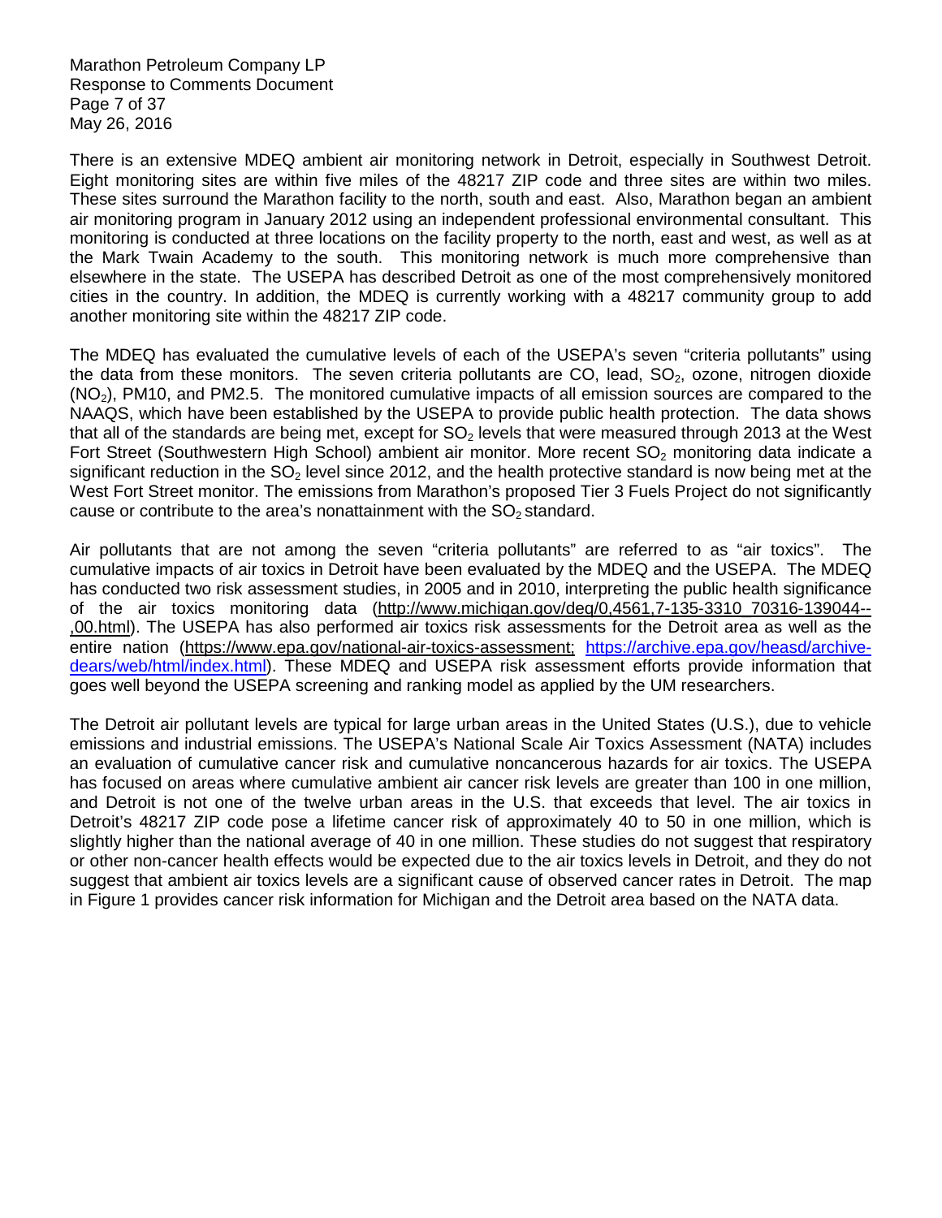There is an extensive MDEQ ambient air monitoring network in Detroit, especially in Southwest Detroit. Eight monitoring sites are within five miles of the 48217 ZIP code and three sites are within two miles. These sites surround the Marathon facility to the north, south and east. Also, Marathon began an ambient air monitoring program in January 2012 using an independent professional environmental consultant. This monitoring is conducted at three locations on the facility property to the north, east and west, as well as at the Mark Twain Academy to the south. This monitoring network is much more comprehensive than elsewhere in the state. The USEPA has described Detroit as one of the most comprehensively monitored cities in the country. In addition, the MDEQ is currently working with a 48217 community group to add another monitoring site within the 48217 ZIP code.

The MDEQ has evaluated the cumulative levels of each of the USEPA's seven "criteria pollutants" using the data from these monitors. The seven criteria pollutants are CO, lead, $SO_2$, ozone, nitrogen dioxide ($NO_2$), PM10, and PM2.5. The monitored cumulative impacts of all emission sources are compared to the NAAQS, which have been established by the USEPA to provide public health protection. The data shows that all of the standards are being met, except for $SO_2$ levels that were measured through 2013 at the West Fort Street (Southwestern High School) ambient air monitor. More recent $SO_2$ monitoring data indicate a significant reduction in the $SO_2$ level since 2012, and the health protective standard is now being met at the West Fort Street monitor. The emissions from Marathon's proposed Tier 3 Fuels Project do not significantly cause or contribute to the area's nonattainment with the $SO_2$ standard.

Air pollutants that are not among the seven "criteria pollutants" are referred to as "air toxics". The cumulative impacts of air toxics in Detroit have been evaluated by the MDEQ and the USEPA. The MDEQ has conducted two risk assessment studies, in 2005 and in 2010, interpreting the public health significance of the air toxics monitoring data (http://www.michigan.gov/deq/0,4561,7-135-3310_70316-139044--,00.html). The USEPA has also performed air toxics risk assessments for the Detroit area as well as the entire nation (https://www.epa.gov/national-air-toxics-assessment; https://archive.epa.gov/heasd/archive-dears/web/html/index.html). These MDEQ and USEPA risk assessment efforts provide information that goes well beyond the USEPA screening and ranking model as applied by the UM researchers.

The Detroit air pollutant levels are typical for large urban areas in the United States (U.S.), due to vehicle emissions and industrial emissions. The USEPA's National Scale Air Toxics Assessment (NATA) includes an evaluation of cumulative cancer risk and cumulative noncancerous hazards for air toxics. The USEPA has focused on areas where cumulative ambient air cancer risk levels are greater than 100 in one million, and Detroit is not one of the twelve urban areas in the U.S. that exceeds that level. The air toxics in Detroit's 48217 ZIP code pose a lifetime cancer risk of approximately 40 to 50 in one million, which is slightly higher than the national average of 40 in one million. These studies do not suggest that respiratory or other non-cancer health effects would be expected due to the air toxics levels in Detroit, and they do not suggest that ambient air toxics levels are a significant cause of observed cancer rates in Detroit. The map in Figure 1 provides cancer risk information for Michigan and the Detroit area based on the NATA data.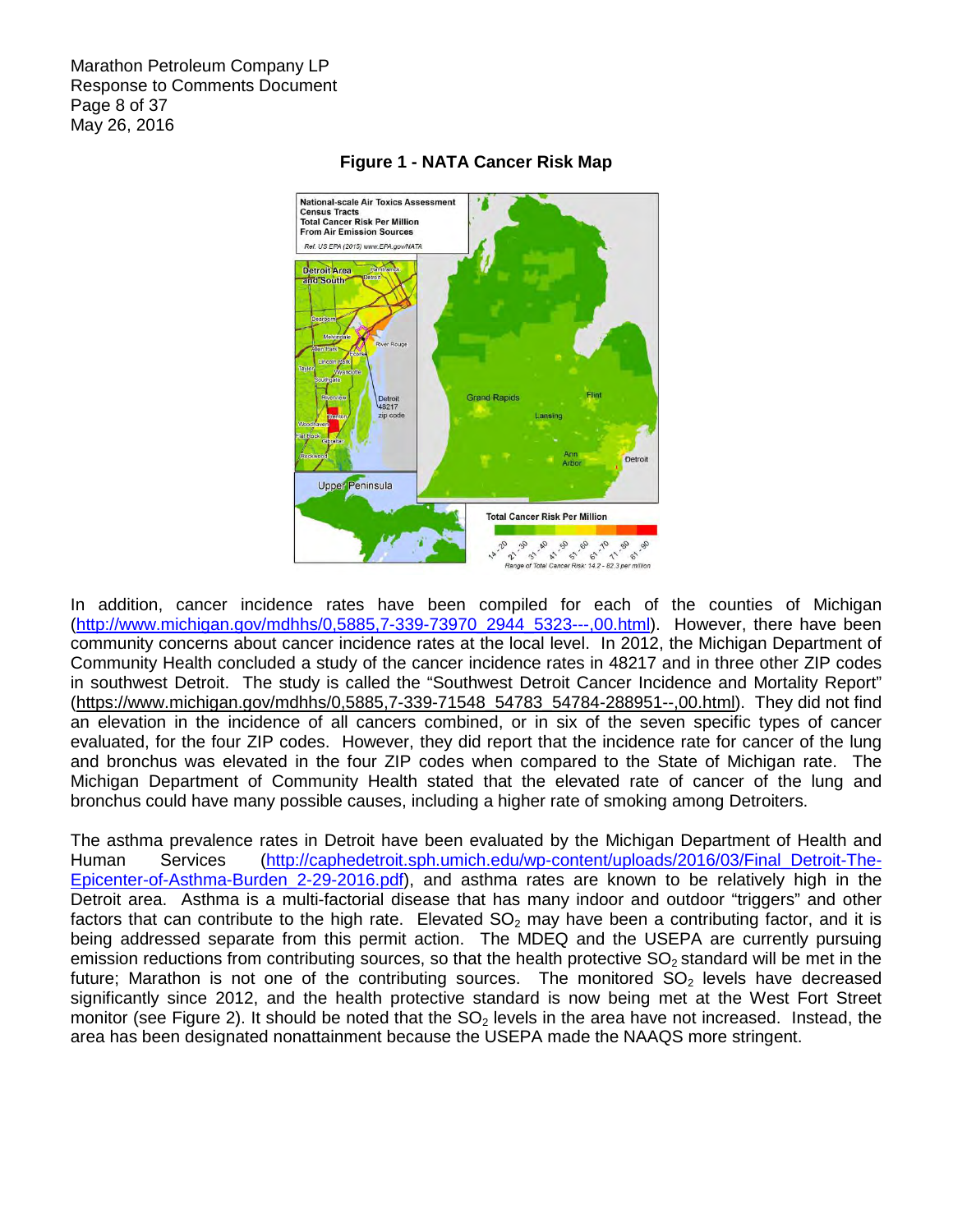**Figure 1 - NATA Cancer Risk Map**

In addition, cancer incidence rates have been compiled for each of the counties of Michigan (http://www.michigan.gov/mdhhs/0,5885,7-339-73970_2944_5323---,00.html). However, there have been community concerns about cancer incidence rates at the local level. In 2012, the Michigan Department of Community Health concluded a study of the cancer incidence rates in 48217 and in three other ZIP codes in southwest Detroit. The study is called the "Southwest Detroit Cancer Incidence and Mortality Report" (https://www.michigan.gov/mdhhs/0,5885,7-339-71548_54783_54784-288951--,00.html). They did not find an elevation in the incidence of all cancers combined, or in six of the seven specific types of cancer evaluated, for the four ZIP codes. However, they did report that the incidence rate for cancer of the lung and bronchus was elevated in the four ZIP codes when compared to the State of Michigan rate. The Michigan Department of Community Health stated that the elevated rate of cancer of the lung and bronchus could have many possible causes, including a higher rate of smoking among Detroiters.

The asthma prevalence rates in Detroit have been evaluated by the Michigan Department of Health and Human Services (http://caphedetroit.sph.umich.edu/wp-content/uploads/2016/03/Final_Detroit-The-Epicenter-of-Asthma-Burden_2-29-2016.pdf), and asthma rates are known to be relatively high in the Detroit area. Asthma is a multi-factorial disease that has many indoor and outdoor "triggers" and other factors that can contribute to the high rate. Elevated $SO_2$ may have been a contributing factor, and it is being addressed separate from this permit action. The MDEQ and the USEPA are currently pursuing emission reductions from contributing sources, so that the health protective $SO_2$ standard will be met in the future; Marathon is not one of the contributing sources. The monitored $SO_2$ levels have decreased significantly since 2012, and the health protective standard is now being met at the West Fort Street monitor (see Figure 2). It should be noted that the $SO_2$ levels in the area have not increased. Instead, the area has been designated nonattainment because the USEPA made the NAAQS more stringent.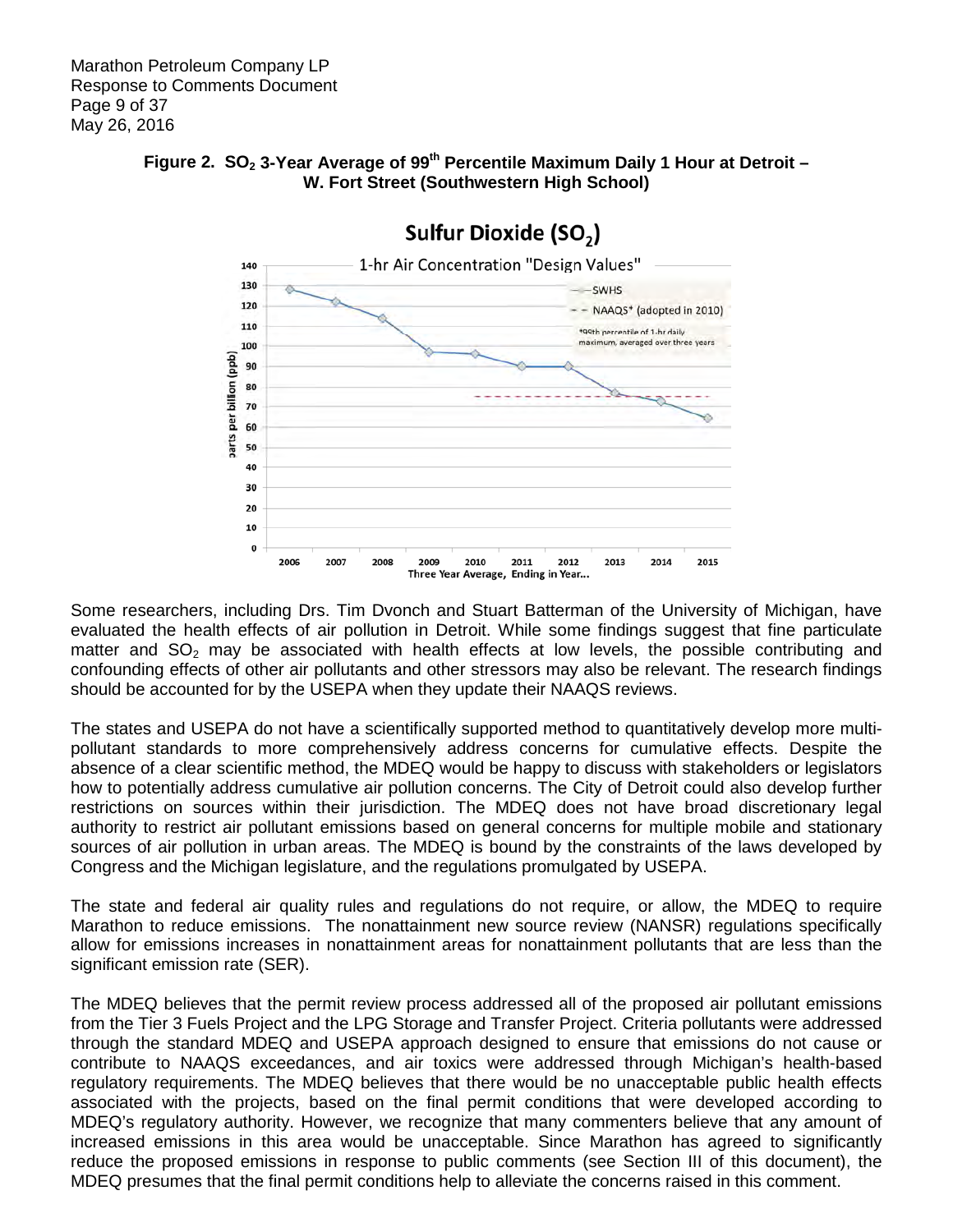**Figure 2. $SO_2$ 3-Year Average of 99th Percentile Maximum Daily 1 Hour at Detroit – W. Fort Street (Southwestern High School)**

Some researchers, including Drs. Tim Dvonch and Stuart Batterman of the University of Michigan, have evaluated the health effects of air pollution in Detroit. While some findings suggest that fine particulate matter and $SO_2$ may be associated with health effects at low levels, the possible contributing and confounding effects of other air pollutants and other stressors may also be relevant. The research findings should be accounted for by the USEPA when they update their NAAQS reviews.

The states and USEPA do not have a scientifically supported method to quantitatively develop more multi-pollutant standards to more comprehensively address concerns for cumulative effects. Despite the absence of a clear scientific method, the MDEQ would be happy to discuss with stakeholders or legislators how to potentially address cumulative air pollution concerns. The City of Detroit could also develop further restrictions on sources within their jurisdiction. The MDEQ does not have broad discretionary legal authority to restrict air pollutant emissions based on general concerns for multiple mobile and stationary sources of air pollution in urban areas. The MDEQ is bound by the constraints of the laws developed by Congress and the Michigan legislature, and the regulations promulgated by USEPA.

The state and federal air quality rules and regulations do not require, or allow, the MDEQ to require Marathon to reduce emissions. The nonattainment new source review (NANSR) regulations specifically allow for emissions increases in nonattainment areas for nonattainment pollutants that are less than the significant emission rate (SER).

The MDEQ believes that the permit review process addressed all of the proposed air pollutant emissions from the Tier 3 Fuels Project and the LPG Storage and Transfer Project. Criteria pollutants were addressed through the standard MDEQ and USEPA approach designed to ensure that emissions do not cause or contribute to NAAQS exceedances, and air toxics were addressed through Michigan's health-based regulatory requirements. The MDEQ believes that there would be no unacceptable public health effects associated with the projects, based on the final permit conditions that were developed according to MDEQ's regulatory authority. However, we recognize that many commenters believe that any amount of increased emissions in this area would be unacceptable. Since Marathon has agreed to significantly reduce the proposed emissions in response to public comments (see Section III of this document), the MDEQ presumes that the final permit conditions help to alleviate the concerns raised in this comment.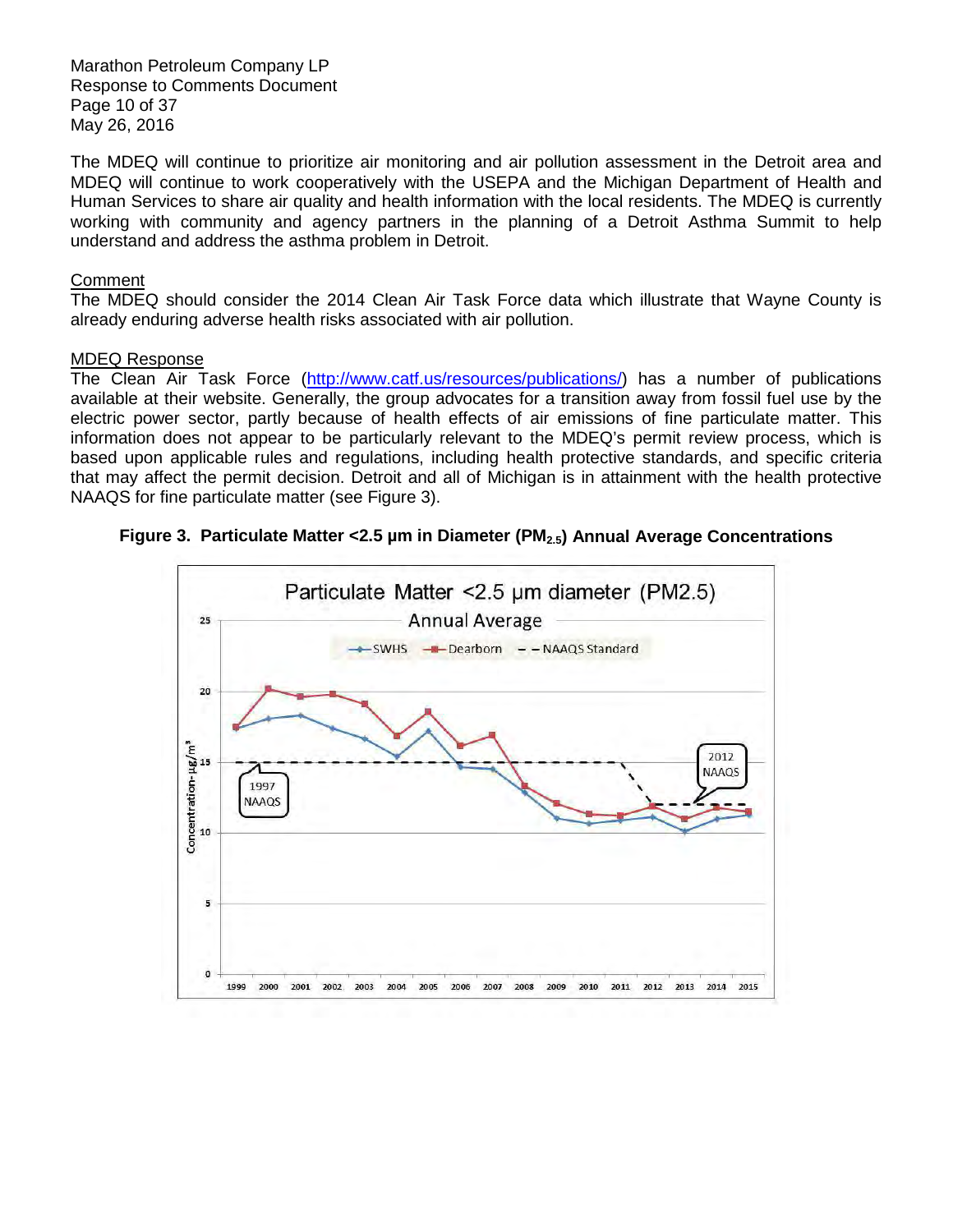The MDEQ will continue to prioritize air monitoring and air pollution assessment in the Detroit area and MDEQ will continue to work cooperatively with the USEPA and the Michigan Department of Health and Human Services to share air quality and health information with the local residents. The MDEQ is currently working with community and agency partners in the planning of a Detroit Asthma Summit to help understand and address the asthma problem in Detroit.

Comment

The MDEQ should consider the 2014 Clean Air Task Force data which illustrate that Wayne County is already enduring adverse health risks associated with air pollution.

MDEQ Response

The Clean Air Task Force (http://www.catf.us/resources/publications/) has a number of publications available at their website. Generally, the group advocates for a transition away from fossil fuel use by the electric power sector, partly because of health effects of air emissions of fine particulate matter. This information does not appear to be particularly relevant to the MDEQ's permit review process, which is based upon applicable rules and regulations, including health protective standards, and specific criteria that may affect the permit decision. Detroit and all of Michigan is in attainment with the health protective NAAQS for fine particulate matter (see Figure 3).

**Figure 3. Particulate Matter <2.5 µm in Diameter ($PM_{2.5}$) Annual Average Concentrations**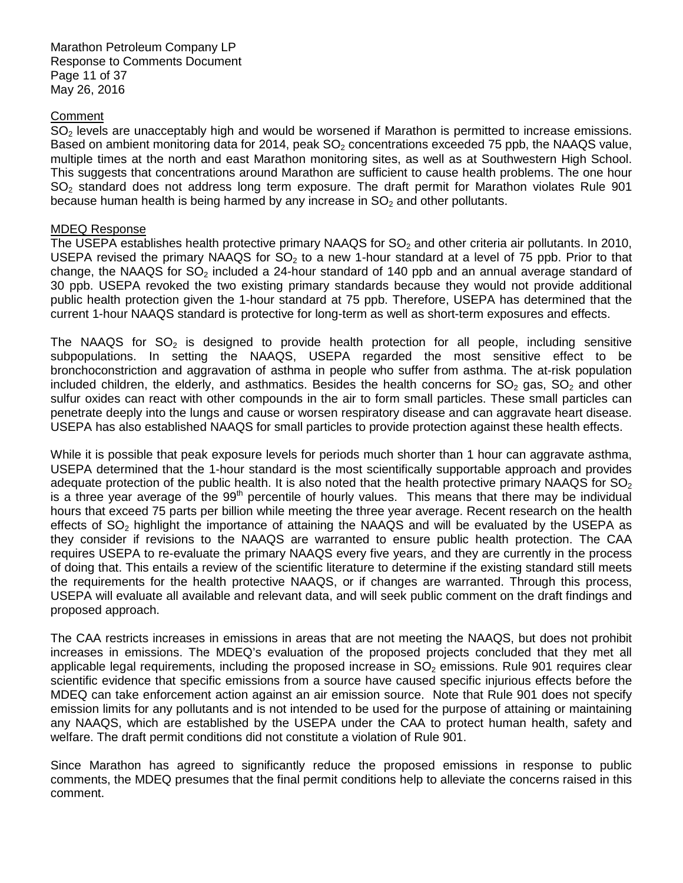<u>Comment</u>

$SO_2$ levels are unacceptably high and would be worsened if Marathon is permitted to increase emissions. Based on ambient monitoring data for 2014, peak $SO_2$ concentrations exceeded 75 ppb, the NAAQS value, multiple times at the north and east Marathon monitoring sites, as well as at Southwestern High School. This suggests that concentrations around Marathon are sufficient to cause health problems. The one hour $SO_2$ standard does not address long term exposure. The draft permit for Marathon violates Rule 901 because human health is being harmed by any increase in $SO_2$ and other pollutants.

<u>MDEQ Response</u>

The USEPA establishes health protective primary NAAQS for $SO_2$ and other criteria air pollutants. In 2010, USEPA revised the primary NAAQS for $SO_2$ to a new 1-hour standard at a level of 75 ppb. Prior to that change, the NAAQS for $SO_2$ included a 24-hour standard of 140 ppb and an annual average standard of 30 ppb. USEPA revoked the two existing primary standards because they would not provide additional public health protection given the 1-hour standard at 75 ppb. Therefore, USEPA has determined that the current 1-hour NAAQS standard is protective for long-term as well as short-term exposures and effects.

The NAAQS for $SO_2$ is designed to provide health protection for all people, including sensitive subpopulations. In setting the NAAQS, USEPA regarded the most sensitive effect to be bronchoconstriction and aggravation of asthma in people who suffer from asthma. The at-risk population included children, the elderly, and asthmatics. Besides the health concerns for $SO_2$ gas, $SO_2$ and other sulfur oxides can react with other compounds in the air to form small particles. These small particles can penetrate deeply into the lungs and cause or worsen respiratory disease and can aggravate heart disease. USEPA has also established NAAQS for small particles to provide protection against these health effects.

While it is possible that peak exposure levels for periods much shorter than 1 hour can aggravate asthma, USEPA determined that the 1-hour standard is the most scientifically supportable approach and provides adequate protection of the public health. It is also noted that the health protective primary NAAQS for $SO_2$ is a three year average of the $99^{th}$ percentile of hourly values. This means that there may be individual hours that exceed 75 parts per billion while meeting the three year average. Recent research on the health effects of $SO_2$ highlight the importance of attaining the NAAQS and will be evaluated by the USEPA as they consider if revisions to the NAAQS are warranted to ensure public health protection. The CAA requires USEPA to re-evaluate the primary NAAQS every five years, and they are currently in the process of doing that. This entails a review of the scientific literature to determine if the existing standard still meets the requirements for the health protective NAAQS, or if changes are warranted. Through this process, USEPA will evaluate all available and relevant data, and will seek public comment on the draft findings and proposed approach.

The CAA restricts increases in emissions in areas that are not meeting the NAAQS, but does not prohibit increases in emissions. The MDEQ's evaluation of the proposed projects concluded that they met all applicable legal requirements, including the proposed increase in $SO_2$ emissions. Rule 901 requires clear scientific evidence that specific emissions from a source have caused specific injurious effects before the MDEQ can take enforcement action against an air emission source. Note that Rule 901 does not specify emission limits for any pollutants and is not intended to be used for the purpose of attaining or maintaining any NAAQS, which are established by the USEPA under the CAA to protect human health, safety and welfare. The draft permit conditions did not constitute a violation of Rule 901.

Since Marathon has agreed to significantly reduce the proposed emissions in response to public comments, the MDEQ presumes that the final permit conditions help to alleviate the concerns raised in this comment.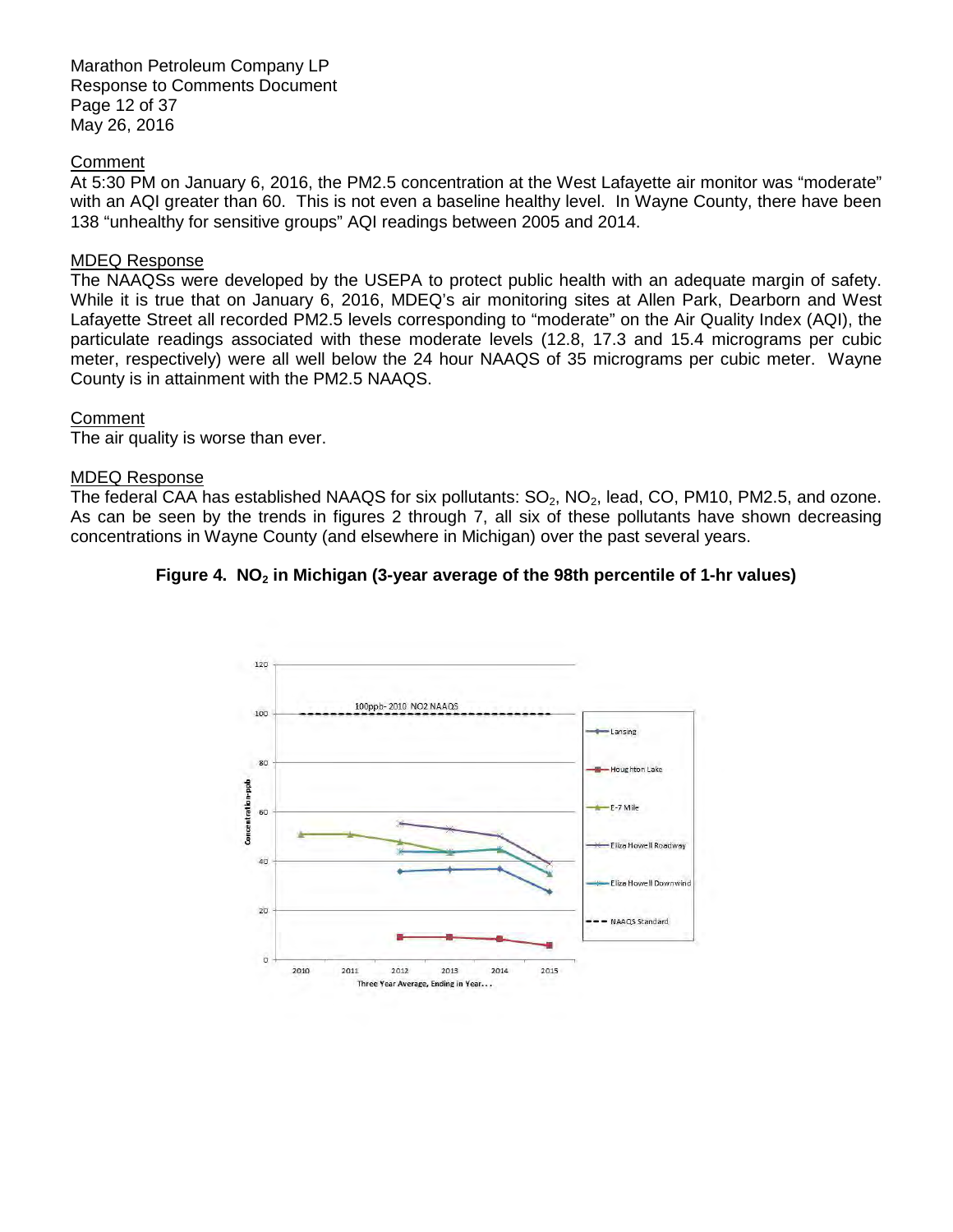## Comment

At 5:30 PM on January 6, 2016, the PM2.5 concentration at the West Lafayette air monitor was "moderate" with an AQI greater than 60. This is not even a baseline healthy level. In Wayne County, there have been 138 "unhealthy for sensitive groups" AQI readings between 2005 and 2014.

## MDEQ Response

The NAAQSs were developed by the USEPA to protect public health with an adequate margin of safety. While it is true that on January 6, 2016, MDEQ's air monitoring sites at Allen Park, Dearborn and West Lafayette Street all recorded PM2.5 levels corresponding to "moderate" on the Air Quality Index (AQI), the particulate readings associated with these moderate levels (12.8, 17.3 and 15.4 micrograms per cubic meter, respectively) were all well below the 24 hour NAAQS of 35 micrograms per cubic meter. Wayne County is in attainment with the PM2.5 NAAQS.

## Comment

The air quality is worse than ever.

## MDEQ Response

The federal CAA has established NAAQS for six pollutants: $SO_2$, $NO_2$, lead, CO, PM10, PM2.5, and ozone. As can be seen by the trends in figures 2 through 7, all six of these pollutants have shown decreasing concentrations in Wayne County (and elsewhere in Michigan) over the past several years.

**Figure 4. $NO_2$ in Michigan (3-year average of the 98th percentile of 1-hr values)**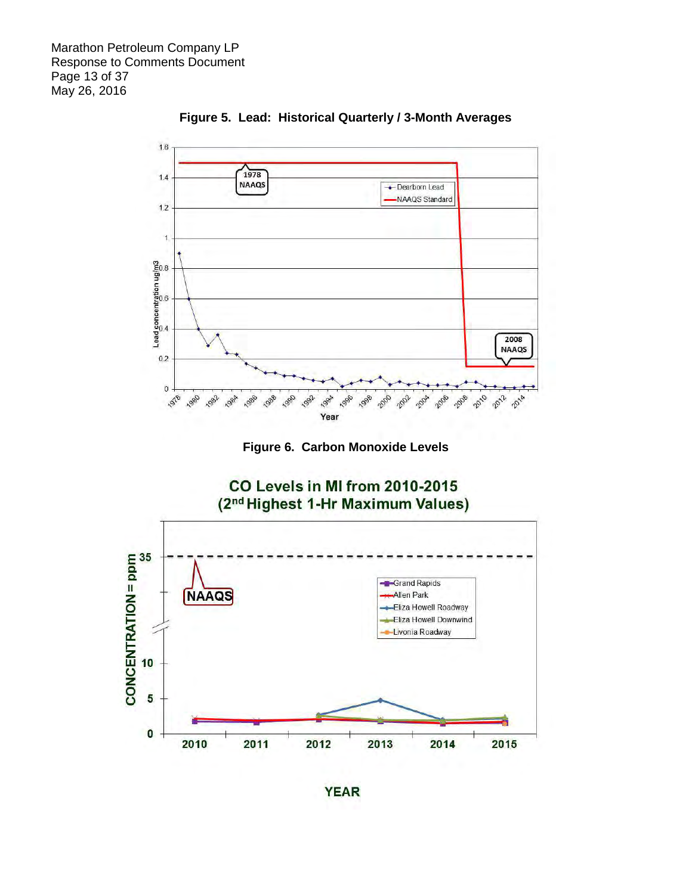**Figure 5. Lead: Historical Quarterly / 3-Month Averages**

**Figure 6. Carbon Monoxide Levels**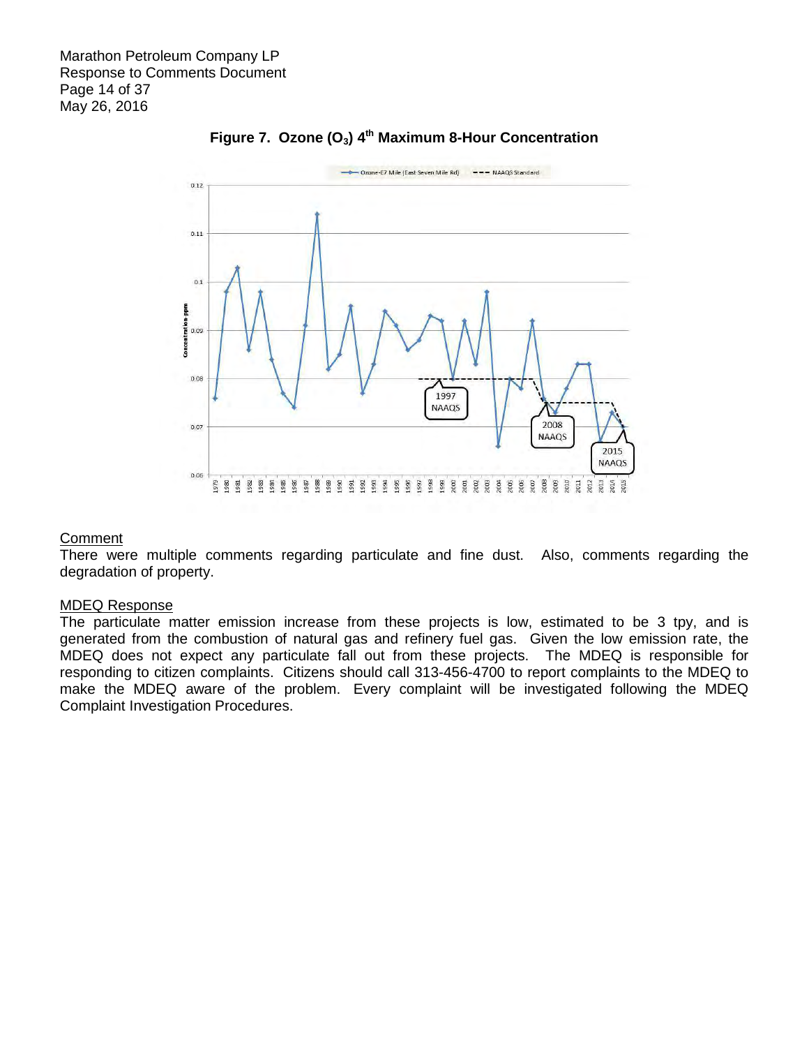**Figure 7. Ozone ($O_3$) 4th Maximum 8-Hour Concentration**

Comment

There were multiple comments regarding particulate and fine dust. Also, comments regarding the degradation of property.

MDEQ Response

The particulate matter emission increase from these projects is low, estimated to be 3 tpy, and is generated from the combustion of natural gas and refinery fuel gas. Given the low emission rate, the MDEQ does not expect any particulate fall out from these projects. The MDEQ is responsible for responding to citizen complaints. Citizens should call 313-456-4700 to report complaints to the MDEQ to make the MDEQ aware of the problem. Every complaint will be investigated following the MDEQ Complaint Investigation Procedures.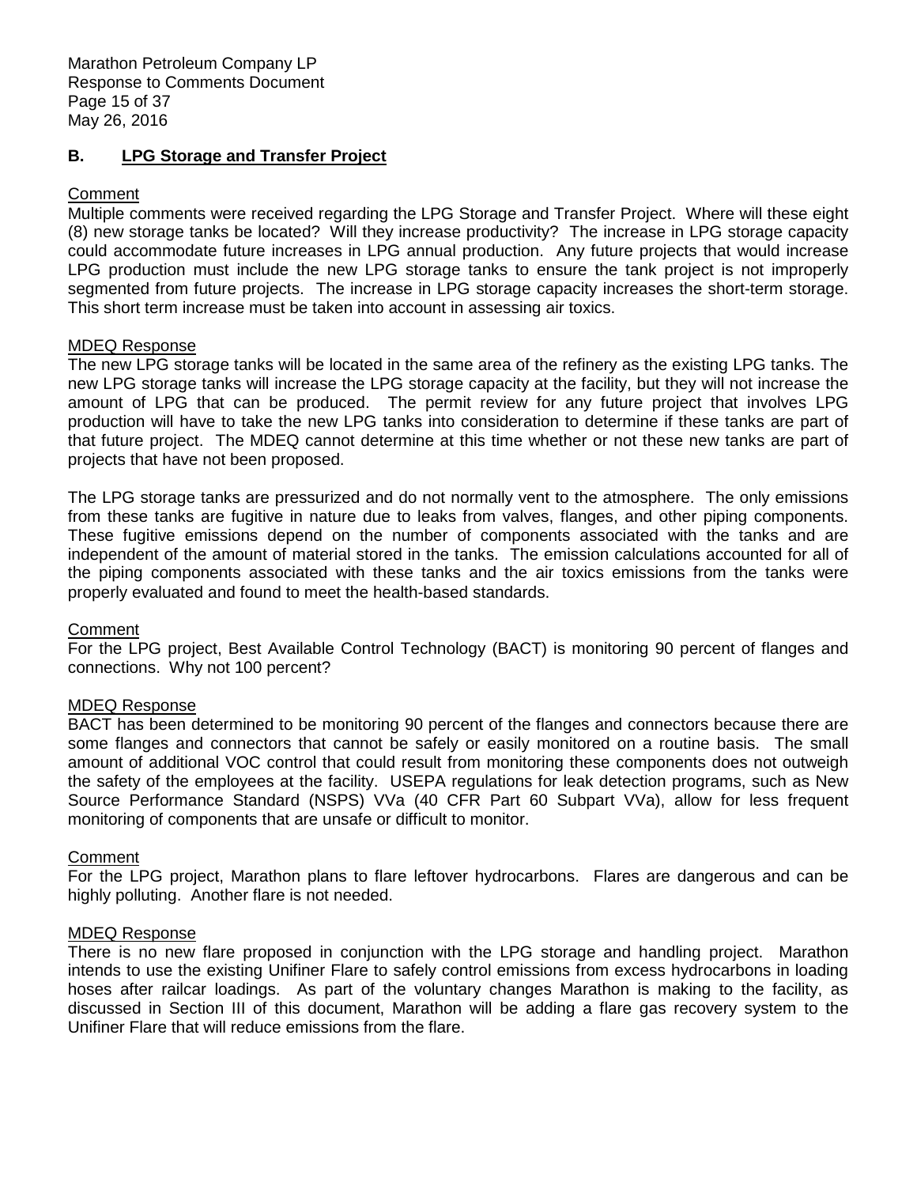## B. LPG Storage and Transfer Project

Comment

Multiple comments were received regarding the LPG Storage and Transfer Project. Where will these eight (8) new storage tanks be located? Will they increase productivity? The increase in LPG storage capacity could accommodate future increases in LPG annual production. Any future projects that would increase LPG production must include the new LPG storage tanks to ensure the tank project is not improperly segmented from future projects. The increase in LPG storage capacity increases the short-term storage. This short term increase must be taken into account in assessing air toxics.

MDEQ Response

The new LPG storage tanks will be located in the same area of the refinery as the existing LPG tanks. The new LPG storage tanks will increase the LPG storage capacity at the facility, but they will not increase the amount of LPG that can be produced. The permit review for any future project that involves LPG production will have to take the new LPG tanks into consideration to determine if these tanks are part of that future project. The MDEQ cannot determine at this time whether or not these new tanks are part of projects that have not been proposed.

The LPG storage tanks are pressurized and do not normally vent to the atmosphere. The only emissions from these tanks are fugitive in nature due to leaks from valves, flanges, and other piping components. These fugitive emissions depend on the number of components associated with the tanks and are independent of the amount of material stored in the tanks. The emission calculations accounted for all of the piping components associated with these tanks and the air toxics emissions from the tanks were properly evaluated and found to meet the health-based standards.

Comment

For the LPG project, Best Available Control Technology (BACT) is monitoring 90 percent of flanges and connections. Why not 100 percent?

MDEQ Response

BACT has been determined to be monitoring 90 percent of the flanges and connectors because there are some flanges and connectors that cannot be safely or easily monitored on a routine basis. The small amount of additional VOC control that could result from monitoring these components does not outweigh the safety of the employees at the facility. USEPA regulations for leak detection programs, such as New Source Performance Standard (NSPS) VVa (40 CFR Part 60 Subpart VVa), allow for less frequent monitoring of components that are unsafe or difficult to monitor.

Comment

For the LPG project, Marathon plans to flare leftover hydrocarbons. Flares are dangerous and can be highly polluting. Another flare is not needed.

MDEQ Response

There is no new flare proposed in conjunction with the LPG storage and handling project. Marathon intends to use the existing Unifiner Flare to safely control emissions from excess hydrocarbons in loading hoses after railcar loadings. As part of the voluntary changes Marathon is making to the facility, as discussed in Section III of this document, Marathon will be adding a flare gas recovery system to the Unifiner Flare that will reduce emissions from the flare.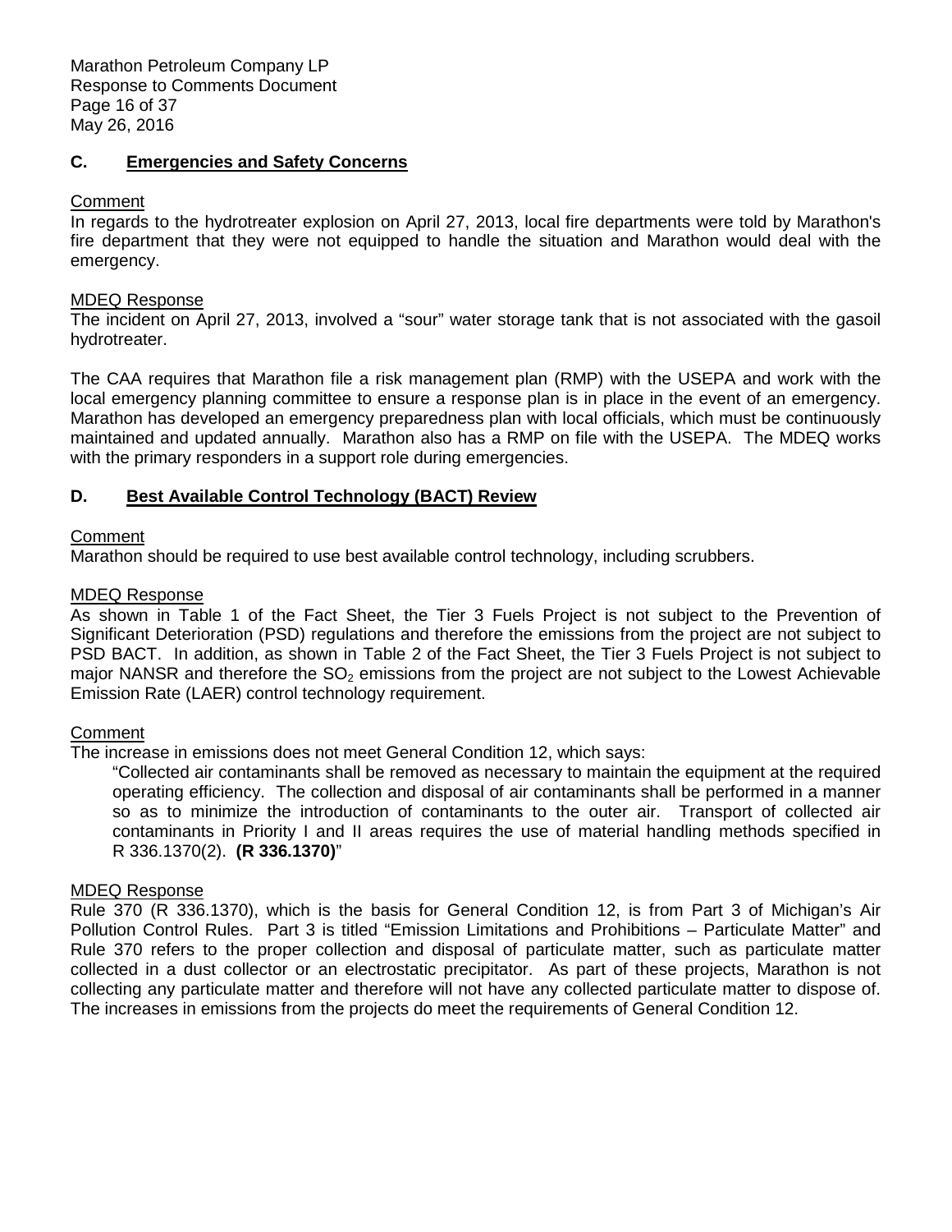## C. Emergencies and Safety Concerns

Comment

In regards to the hydrotreater explosion on April 27, 2013, local fire departments were told by Marathon's fire department that they were not equipped to handle the situation and Marathon would deal with the emergency.

MDEQ Response

The incident on April 27, 2013, involved a "sour" water storage tank that is not associated with the gasoil hydrotreater.

The CAA requires that Marathon file a risk management plan (RMP) with the USEPA and work with the local emergency planning committee to ensure a response plan is in place in the event of an emergency. Marathon has developed an emergency preparedness plan with local officials, which must be continuously maintained and updated annually. Marathon also has a RMP on file with the USEPA. The MDEQ works with the primary responders in a support role during emergencies.

## D. Best Available Control Technology (BACT) Review

Comment

Marathon should be required to use best available control technology, including scrubbers.

MDEQ Response

As shown in Table 1 of the Fact Sheet, the Tier 3 Fuels Project is not subject to the Prevention of Significant Deterioration (PSD) regulations and therefore the emissions from the project are not subject to PSD BACT. In addition, as shown in Table 2 of the Fact Sheet, the Tier 3 Fuels Project is not subject to major NANSR and therefore the $SO_2$ emissions from the project are not subject to the Lowest Achievable Emission Rate (LAER) control technology requirement.

Comment

The increase in emissions does not meet General Condition 12, which says:

> "Collected air contaminants shall be removed as necessary to maintain the equipment at the required operating efficiency. The collection and disposal of air contaminants shall be performed in a manner so as to minimize the introduction of contaminants to the outer air. Transport of collected air contaminants in Priority I and II areas requires the use of material handling methods specified in R 336.1370(2). **(R 336.1370)**"

MDEQ Response

Rule 370 (R 336.1370), which is the basis for General Condition 12, is from Part 3 of Michigan's Air Pollution Control Rules. Part 3 is titled "Emission Limitations and Prohibitions – Particulate Matter" and Rule 370 refers to the proper collection and disposal of particulate matter, such as particulate matter collected in a dust collector or an electrostatic precipitator. As part of these projects, Marathon is not collecting any particulate matter and therefore will not have any collected particulate matter to dispose of. The increases in emissions from the projects do meet the requirements of General Condition 12.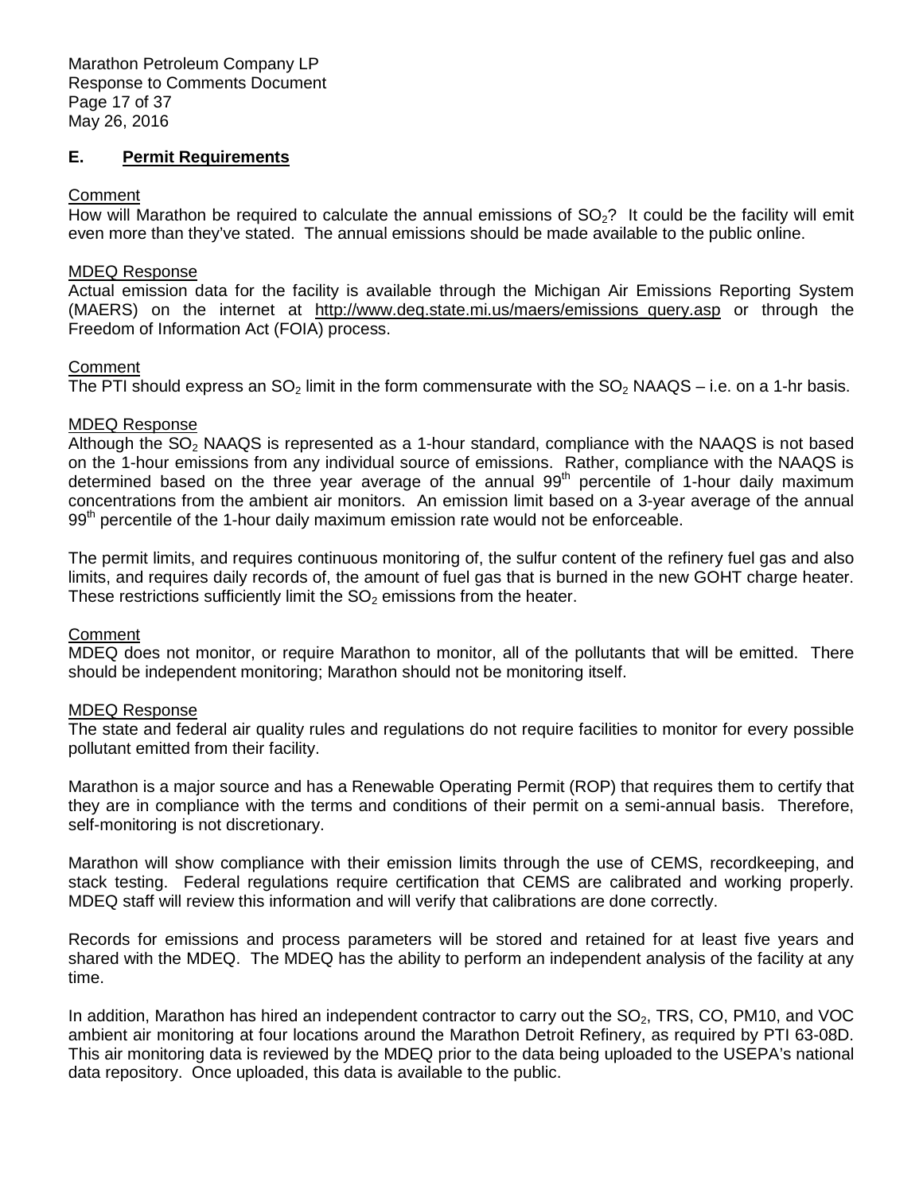## E. Permit Requirements

Comment

How will Marathon be required to calculate the annual emissions of $SO_2$? It could be the facility will emit even more than they've stated. The annual emissions should be made available to the public online.

MDEQ Response

Actual emission data for the facility is available through the Michigan Air Emissions Reporting System (MAERS) on the internet at http://www.deq.state.mi.us/maers/emissions_query.asp or through the Freedom of Information Act (FOIA) process.

Comment

The PTI should express an $SO_2$ limit in the form commensurate with the $SO_2$ NAAQS – i.e. on a 1-hr basis.

MDEQ Response

Although the $SO_2$ NAAQS is represented as a 1-hour standard, compliance with the NAAQS is not based on the 1-hour emissions from any individual source of emissions. Rather, compliance with the NAAQS is determined based on the three year average of the annual $99^{th}$ percentile of 1-hour daily maximum concentrations from the ambient air monitors. An emission limit based on a 3-year average of the annual $99^{th}$ percentile of the 1-hour daily maximum emission rate would not be enforceable.

The permit limits, and requires continuous monitoring of, the sulfur content of the refinery fuel gas and also limits, and requires daily records of, the amount of fuel gas that is burned in the new GOHT charge heater. These restrictions sufficiently limit the $SO_2$ emissions from the heater.

Comment

MDEQ does not monitor, or require Marathon to monitor, all of the pollutants that will be emitted. There should be independent monitoring; Marathon should not be monitoring itself.

MDEQ Response

The state and federal air quality rules and regulations do not require facilities to monitor for every possible pollutant emitted from their facility.

Marathon is a major source and has a Renewable Operating Permit (ROP) that requires them to certify that they are in compliance with the terms and conditions of their permit on a semi-annual basis. Therefore, self-monitoring is not discretionary.

Marathon will show compliance with their emission limits through the use of CEMS, recordkeeping, and stack testing. Federal regulations require certification that CEMS are calibrated and working properly. MDEQ staff will review this information and will verify that calibrations are done correctly.

Records for emissions and process parameters will be stored and retained for at least five years and shared with the MDEQ. The MDEQ has the ability to perform an independent analysis of the facility at any time.

In addition, Marathon has hired an independent contractor to carry out the $SO_2$, TRS, CO, PM10, and VOC ambient air monitoring at four locations around the Marathon Detroit Refinery, as required by PTI 63-08D. This air monitoring data is reviewed by the MDEQ prior to the data being uploaded to the USEPA's national data repository. Once uploaded, this data is available to the public.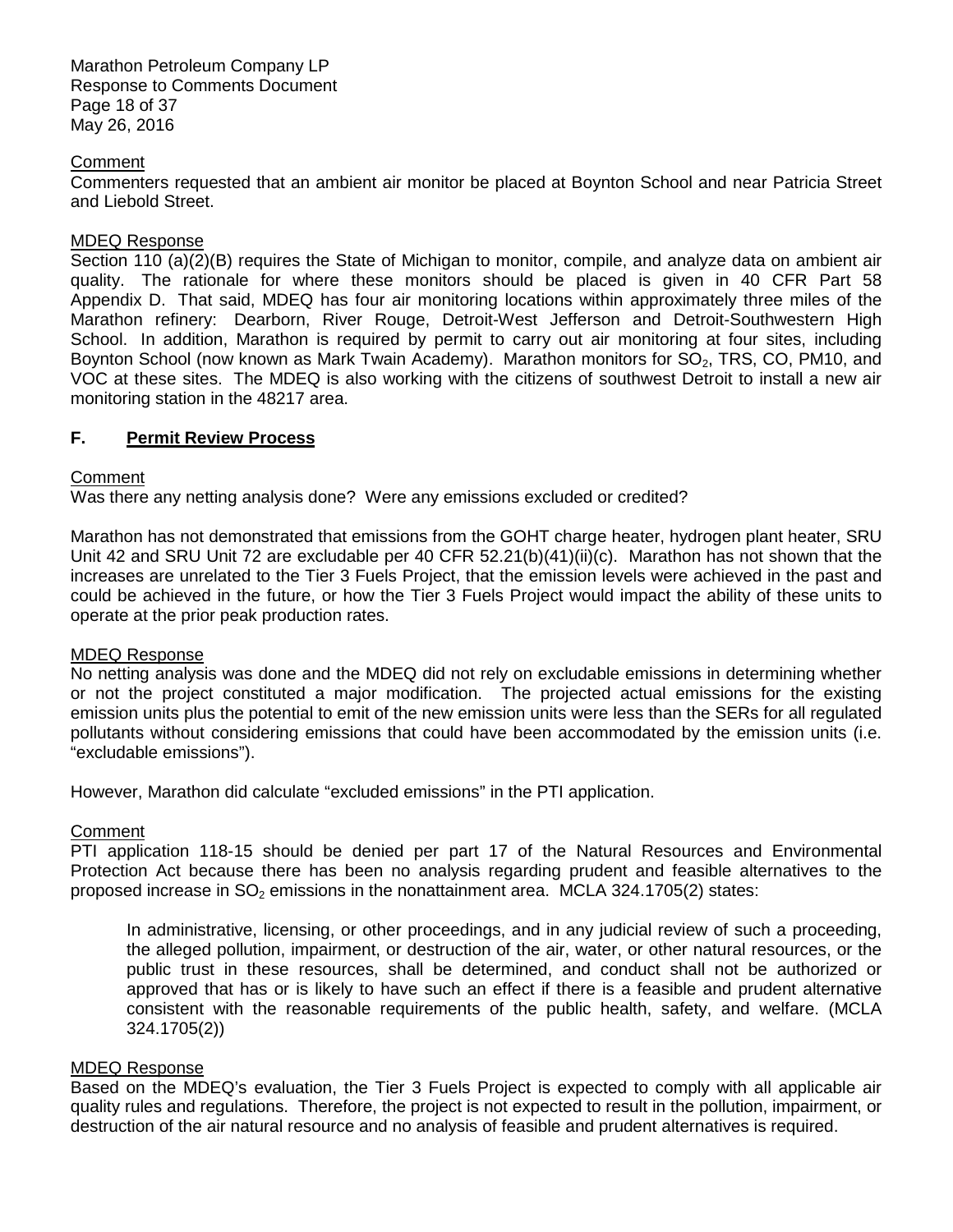Comment

Commenters requested that an ambient air monitor be placed at Boynton School and near Patricia Street and Liebold Street.

MDEQ Response

Section 110 (a)(2)(B) requires the State of Michigan to monitor, compile, and analyze data on ambient air quality. The rationale for where these monitors should be placed is given in 40 CFR Part 58 Appendix D. That said, MDEQ has four air monitoring locations within approximately three miles of the Marathon refinery: Dearborn, River Rouge, Detroit-West Jefferson and Detroit-Southwestern High School. In addition, Marathon is required by permit to carry out air monitoring at four sites, including Boynton School (now known as Mark Twain Academy). Marathon monitors for $SO_2$, TRS, CO, PM10, and VOC at these sites. The MDEQ is also working with the citizens of southwest Detroit to install a new air monitoring station in the 48217 area.

## F. Permit Review Process

Comment

Was there any netting analysis done? Were any emissions excluded or credited?

Marathon has not demonstrated that emissions from the GOHT charge heater, hydrogen plant heater, SRU Unit 42 and SRU Unit 72 are excludable per 40 CFR 52.21(b)(41)(ii)(c). Marathon has not shown that the increases are unrelated to the Tier 3 Fuels Project, that the emission levels were achieved in the past and could be achieved in the future, or how the Tier 3 Fuels Project would impact the ability of these units to operate at the prior peak production rates.

MDEQ Response

No netting analysis was done and the MDEQ did not rely on excludable emissions in determining whether or not the project constituted a major modification. The projected actual emissions for the existing emission units plus the potential to emit of the new emission units were less than the SERs for all regulated pollutants without considering emissions that could have been accommodated by the emission units (i.e. "excludable emissions").

However, Marathon did calculate "excluded emissions" in the PTI application.

Comment

PTI application 118-15 should be denied per part 17 of the Natural Resources and Environmental Protection Act because there has been no analysis regarding prudent and feasible alternatives to the proposed increase in $SO_2$ emissions in the nonattainment area. MCLA 324.1705(2) states:

> In administrative, licensing, or other proceedings, and in any judicial review of such a proceeding, the alleged pollution, impairment, or destruction of the air, water, or other natural resources, or the public trust in these resources, shall be determined, and conduct shall not be authorized or approved that has or is likely to have such an effect if there is a feasible and prudent alternative consistent with the reasonable requirements of the public health, safety, and welfare. (MCLA 324.1705(2))

MDEQ Response

Based on the MDEQ's evaluation, the Tier 3 Fuels Project is expected to comply with all applicable air quality rules and regulations. Therefore, the project is not expected to result in the pollution, impairment, or destruction of the air natural resource and no analysis of feasible and prudent alternatives is required.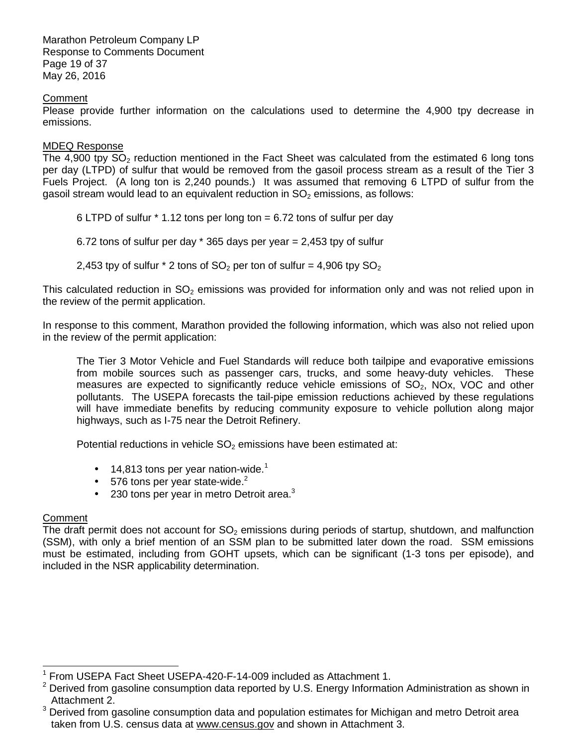Comment

Please provide further information on the calculations used to determine the 4,900 tpy decrease in emissions.

MDEQ Response

The 4,900 tpy $SO_2$ reduction mentioned in the Fact Sheet was calculated from the estimated 6 long tons per day (LTPD) of sulfur that would be removed from the gasoil process stream as a result of the Tier 3 Fuels Project. (A long ton is 2,240 pounds.) It was assumed that removing 6 LTPD of sulfur from the gasoil stream would lead to an equivalent reduction in $SO_2$ emissions, as follows:

> 6 LTPD of sulfur * 1.12 tons per long ton = 6.72 tons of sulfur per day
>
> 6.72 tons of sulfur per day * 365 days per year = 2,453 tpy of sulfur
>
> 2,453 tpy of sulfur * 2 tons of $SO_2$ per ton of sulfur = 4,906 tpy $SO_2$

This calculated reduction in $SO_2$ emissions was provided for information only and was not relied upon in the review of the permit application.

In response to this comment, Marathon provided the following information, which was also not relied upon in the review of the permit application:

> The Tier 3 Motor Vehicle and Fuel Standards will reduce both tailpipe and evaporative emissions from mobile sources such as passenger cars, trucks, and some heavy-duty vehicles. These measures are expected to significantly reduce vehicle emissions of $SO_2$, NOx, VOC and other pollutants. The USEPA forecasts the tail-pipe emission reductions achieved by these regulations will have immediate benefits by reducing community exposure to vehicle pollution along major highways, such as I-75 near the Detroit Refinery.
>
> Potential reductions in vehicle $SO_2$ emissions have been estimated at:
>
> - 14,813 tons per year nation-wide.[1]
> - 576 tons per year state-wide.[2]
> - 230 tons per year in metro Detroit area.[3]

Comment

The draft permit does not account for $SO_2$ emissions during periods of startup, shutdown, and malfunction (SSM), with only a brief mention of an SSM plan to be submitted later down the road. SSM emissions must be estimated, including from GOHT upsets, which can be significant (1-3 tons per episode), and included in the NSR applicability determination.

---

[1] From USEPA Fact Sheet USEPA-420-F-14-009 included as Attachment 1.

[2] Derived from gasoline consumption data reported by U.S. Energy Information Administration as shown in Attachment 2.

[3] Derived from gasoline consumption data and population estimates for Michigan and metro Detroit area taken from U.S. census data at www.census.gov and shown in Attachment 3.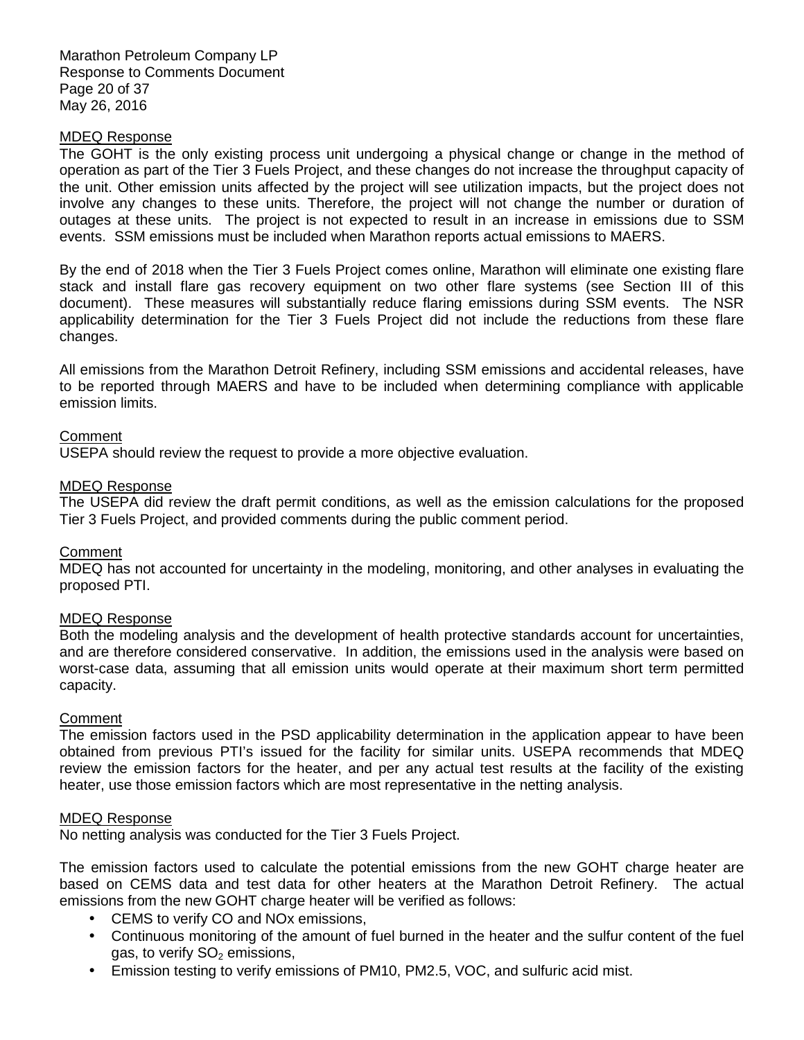MDEQ Response

The GOHT is the only existing process unit undergoing a physical change or change in the method of operation as part of the Tier 3 Fuels Project, and these changes do not increase the throughput capacity of the unit. Other emission units affected by the project will see utilization impacts, but the project does not involve any changes to these units. Therefore, the project will not change the number or duration of outages at these units. The project is not expected to result in an increase in emissions due to SSM events. SSM emissions must be included when Marathon reports actual emissions to MAERS.

By the end of 2018 when the Tier 3 Fuels Project comes online, Marathon will eliminate one existing flare stack and install flare gas recovery equipment on two other flare systems (see Section III of this document). These measures will substantially reduce flaring emissions during SSM events. The NSR applicability determination for the Tier 3 Fuels Project did not include the reductions from these flare changes.

All emissions from the Marathon Detroit Refinery, including SSM emissions and accidental releases, have to be reported through MAERS and have to be included when determining compliance with applicable emission limits.

Comment

USEPA should review the request to provide a more objective evaluation.

MDEQ Response

The USEPA did review the draft permit conditions, as well as the emission calculations for the proposed Tier 3 Fuels Project, and provided comments during the public comment period.

Comment

MDEQ has not accounted for uncertainty in the modeling, monitoring, and other analyses in evaluating the proposed PTI.

MDEQ Response

Both the modeling analysis and the development of health protective standards account for uncertainties, and are therefore considered conservative. In addition, the emissions used in the analysis were based on worst-case data, assuming that all emission units would operate at their maximum short term permitted capacity.

Comment

The emission factors used in the PSD applicability determination in the application appear to have been obtained from previous PTI's issued for the facility for similar units. USEPA recommends that MDEQ review the emission factors for the heater, and per any actual test results at the facility of the existing heater, use those emission factors which are most representative in the netting analysis.

MDEQ Response

No netting analysis was conducted for the Tier 3 Fuels Project.

The emission factors used to calculate the potential emissions from the new GOHT charge heater are based on CEMS data and test data for other heaters at the Marathon Detroit Refinery. The actual emissions from the new GOHT charge heater will be verified as follows:

- CEMS to verify CO and NOx emissions,
- Continuous monitoring of the amount of fuel burned in the heater and the sulfur content of the fuel gas, to verify $SO_2$ emissions,
- Emission testing to verify emissions of PM10, PM2.5, VOC, and sulfuric acid mist.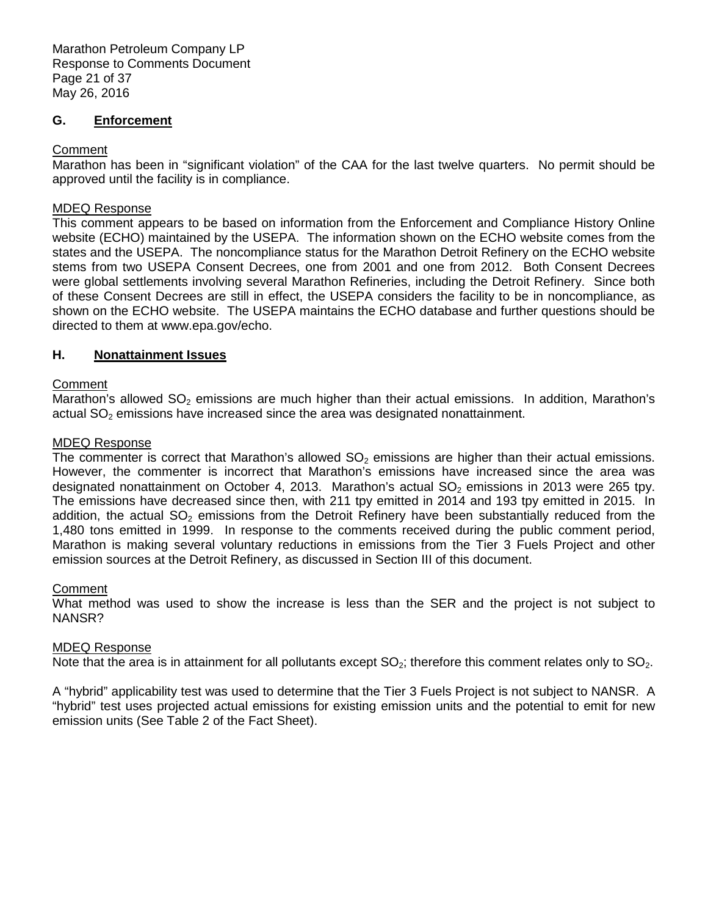## G. Enforcement

Comment

Marathon has been in "significant violation" of the CAA for the last twelve quarters. No permit should be approved until the facility is in compliance.

MDEQ Response

This comment appears to be based on information from the Enforcement and Compliance History Online website (ECHO) maintained by the USEPA. The information shown on the ECHO website comes from the states and the USEPA. The noncompliance status for the Marathon Detroit Refinery on the ECHO website stems from two USEPA Consent Decrees, one from 2001 and one from 2012. Both Consent Decrees were global settlements involving several Marathon Refineries, including the Detroit Refinery. Since both of these Consent Decrees are still in effect, the USEPA considers the facility to be in noncompliance, as shown on the ECHO website. The USEPA maintains the ECHO database and further questions should be directed to them at www.epa.gov/echo.

## H. Nonattainment Issues

Comment

Marathon's allowed $SO_2$ emissions are much higher than their actual emissions. In addition, Marathon's actual $SO_2$ emissions have increased since the area was designated nonattainment.

MDEQ Response

The commenter is correct that Marathon's allowed $SO_2$ emissions are higher than their actual emissions. However, the commenter is incorrect that Marathon's emissions have increased since the area was designated nonattainment on October 4, 2013. Marathon's actual $SO_2$ emissions in 2013 were 265 tpy. The emissions have decreased since then, with 211 tpy emitted in 2014 and 193 tpy emitted in 2015. In addition, the actual $SO_2$ emissions from the Detroit Refinery have been substantially reduced from the 1,480 tons emitted in 1999. In response to the comments received during the public comment period, Marathon is making several voluntary reductions in emissions from the Tier 3 Fuels Project and other emission sources at the Detroit Refinery, as discussed in Section III of this document.

Comment

What method was used to show the increase is less than the SER and the project is not subject to NANSR?

MDEQ Response

Note that the area is in attainment for all pollutants except $SO_2$; therefore this comment relates only to $SO_2$.

A "hybrid" applicability test was used to determine that the Tier 3 Fuels Project is not subject to NANSR. A "hybrid" test uses projected actual emissions for existing emission units and the potential to emit for new emission units (See Table 2 of the Fact Sheet).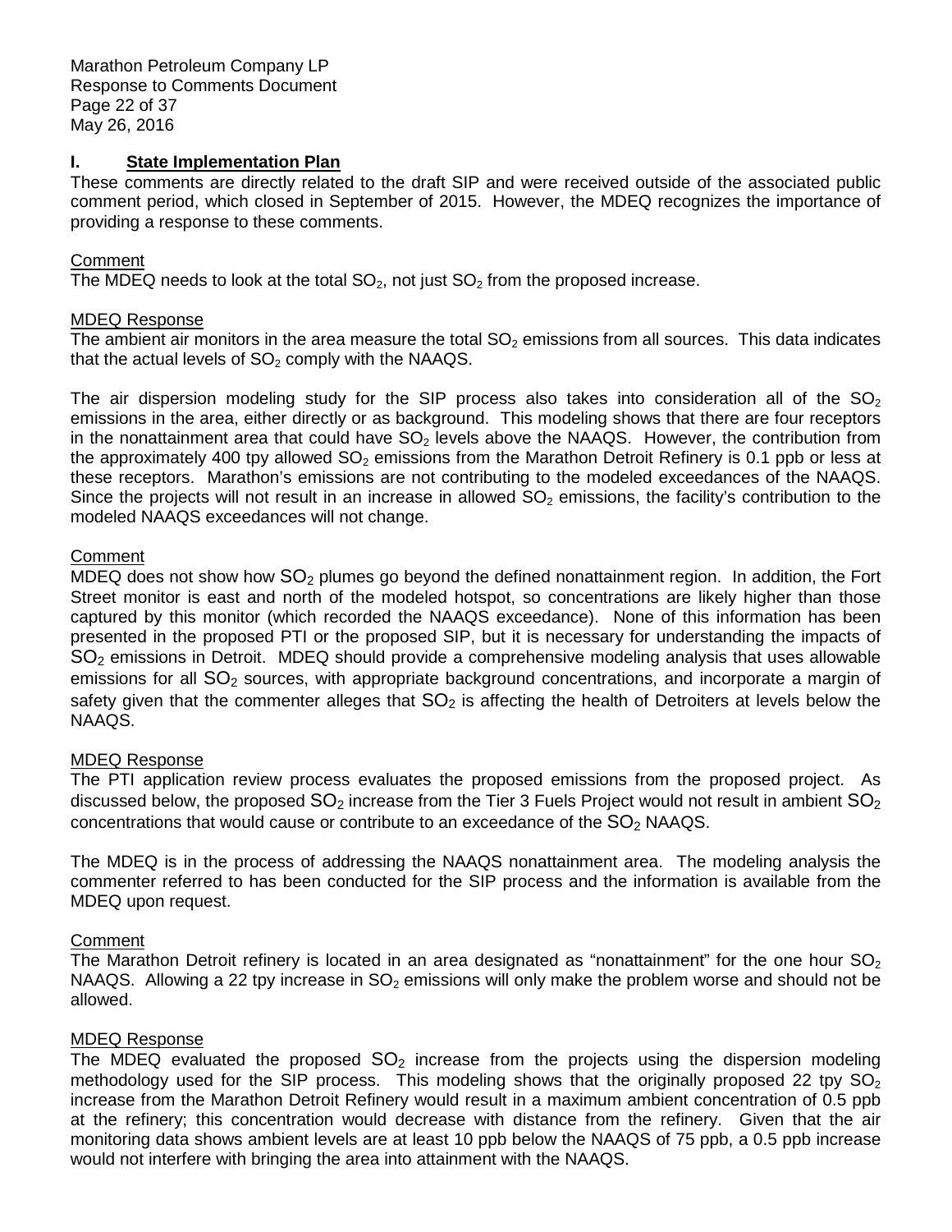## I. State Implementation Plan

These comments are directly related to the draft SIP and were received outside of the associated public comment period, which closed in September of 2015. However, the MDEQ recognizes the importance of providing a response to these comments.

Comment

The MDEQ needs to look at the total $SO_2$, not just $SO_2$ from the proposed increase.

MDEQ Response

The ambient air monitors in the area measure the total $SO_2$ emissions from all sources. This data indicates that the actual levels of $SO_2$ comply with the NAAQS.

The air dispersion modeling study for the SIP process also takes into consideration all of the $SO_2$ emissions in the area, either directly or as background. This modeling shows that there are four receptors in the nonattainment area that could have $SO_2$ levels above the NAAQS. However, the contribution from the approximately 400 tpy allowed $SO_2$ emissions from the Marathon Detroit Refinery is 0.1 ppb or less at these receptors. Marathon's emissions are not contributing to the modeled exceedances of the NAAQS. Since the projects will not result in an increase in allowed $SO_2$ emissions, the facility's contribution to the modeled NAAQS exceedances will not change.

Comment

MDEQ does not show how $SO_2$ plumes go beyond the defined nonattainment region. In addition, the Fort Street monitor is east and north of the modeled hotspot, so concentrations are likely higher than those captured by this monitor (which recorded the NAAQS exceedance). None of this information has been presented in the proposed PTI or the proposed SIP, but it is necessary for understanding the impacts of $SO_2$ emissions in Detroit. MDEQ should provide a comprehensive modeling analysis that uses allowable emissions for all $SO_2$ sources, with appropriate background concentrations, and incorporate a margin of safety given that the commenter alleges that $SO_2$ is affecting the health of Detroiters at levels below the NAAQS.

MDEQ Response

The PTI application review process evaluates the proposed emissions from the proposed project. As discussed below, the proposed $SO_2$ increase from the Tier 3 Fuels Project would not result in ambient $SO_2$ concentrations that would cause or contribute to an exceedance of the $SO_2$ NAAQS.

The MDEQ is in the process of addressing the NAAQS nonattainment area. The modeling analysis the commenter referred to has been conducted for the SIP process and the information is available from the MDEQ upon request.

Comment

The Marathon Detroit refinery is located in an area designated as "nonattainment" for the one hour $SO_2$ NAAQS. Allowing a 22 tpy increase in $SO_2$ emissions will only make the problem worse and should not be allowed.

MDEQ Response

The MDEQ evaluated the proposed $SO_2$ increase from the projects using the dispersion modeling methodology used for the SIP process. This modeling shows that the originally proposed 22 tpy $SO_2$ increase from the Marathon Detroit Refinery would result in a maximum ambient concentration of 0.5 ppb at the refinery; this concentration would decrease with distance from the refinery. Given that the air monitoring data shows ambient levels are at least 10 ppb below the NAAQS of 75 ppb, a 0.5 ppb increase would not interfere with bringing the area into attainment with the NAAQS.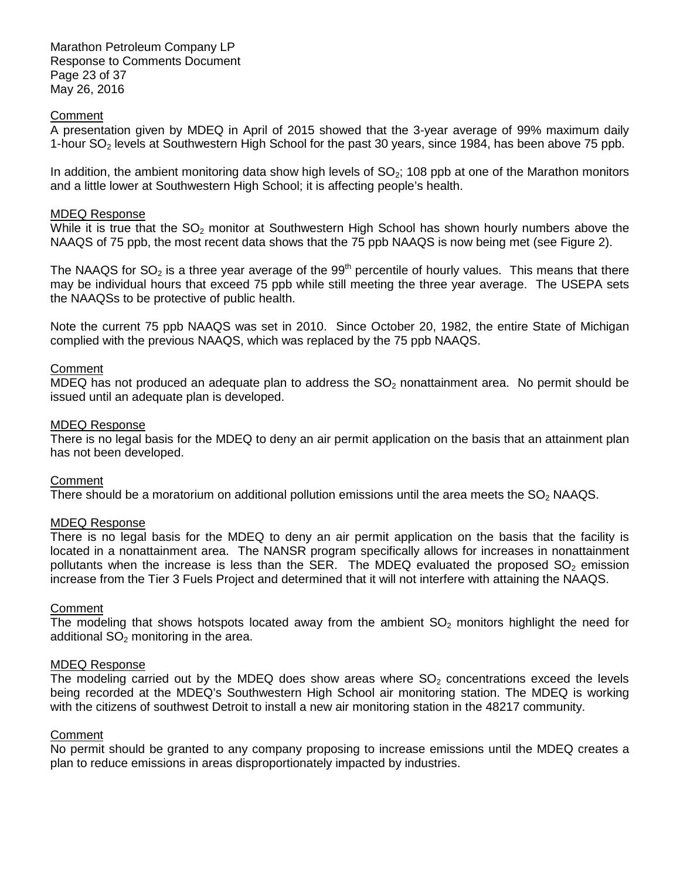Comment

A presentation given by MDEQ in April of 2015 showed that the 3-year average of 99% maximum daily 1-hour $SO_2$ levels at Southwestern High School for the past 30 years, since 1984, has been above 75 ppb.

In addition, the ambient monitoring data show high levels of $SO_2$; 108 ppb at one of the Marathon monitors and a little lower at Southwestern High School; it is affecting people's health.

MDEQ Response

While it is true that the $SO_2$ monitor at Southwestern High School has shown hourly numbers above the NAAQS of 75 ppb, the most recent data shows that the 75 ppb NAAQS is now being met (see Figure 2).

The NAAQS for $SO_2$ is a three year average of the $99^{th}$ percentile of hourly values. This means that there may be individual hours that exceed 75 ppb while still meeting the three year average. The USEPA sets the NAAQSs to be protective of public health.

Note the current 75 ppb NAAQS was set in 2010. Since October 20, 1982, the entire State of Michigan complied with the previous NAAQS, which was replaced by the 75 ppb NAAQS.

Comment

MDEQ has not produced an adequate plan to address the $SO_2$ nonattainment area. No permit should be issued until an adequate plan is developed.

MDEQ Response

There is no legal basis for the MDEQ to deny an air permit application on the basis that an attainment plan has not been developed.

Comment

There should be a moratorium on additional pollution emissions until the area meets the $SO_2$ NAAQS.

MDEQ Response

There is no legal basis for the MDEQ to deny an air permit application on the basis that the facility is located in a nonattainment area. The NANSR program specifically allows for increases in nonattainment pollutants when the increase is less than the SER. The MDEQ evaluated the proposed $SO_2$ emission increase from the Tier 3 Fuels Project and determined that it will not interfere with attaining the NAAQS.

Comment

The modeling that shows hotspots located away from the ambient $SO_2$ monitors highlight the need for additional $SO_2$ monitoring in the area.

MDEQ Response

The modeling carried out by the MDEQ does show areas where $SO_2$ concentrations exceed the levels being recorded at the MDEQ's Southwestern High School air monitoring station. The MDEQ is working with the citizens of southwest Detroit to install a new air monitoring station in the 48217 community.

Comment

No permit should be granted to any company proposing to increase emissions until the MDEQ creates a plan to reduce emissions in areas disproportionately impacted by industries.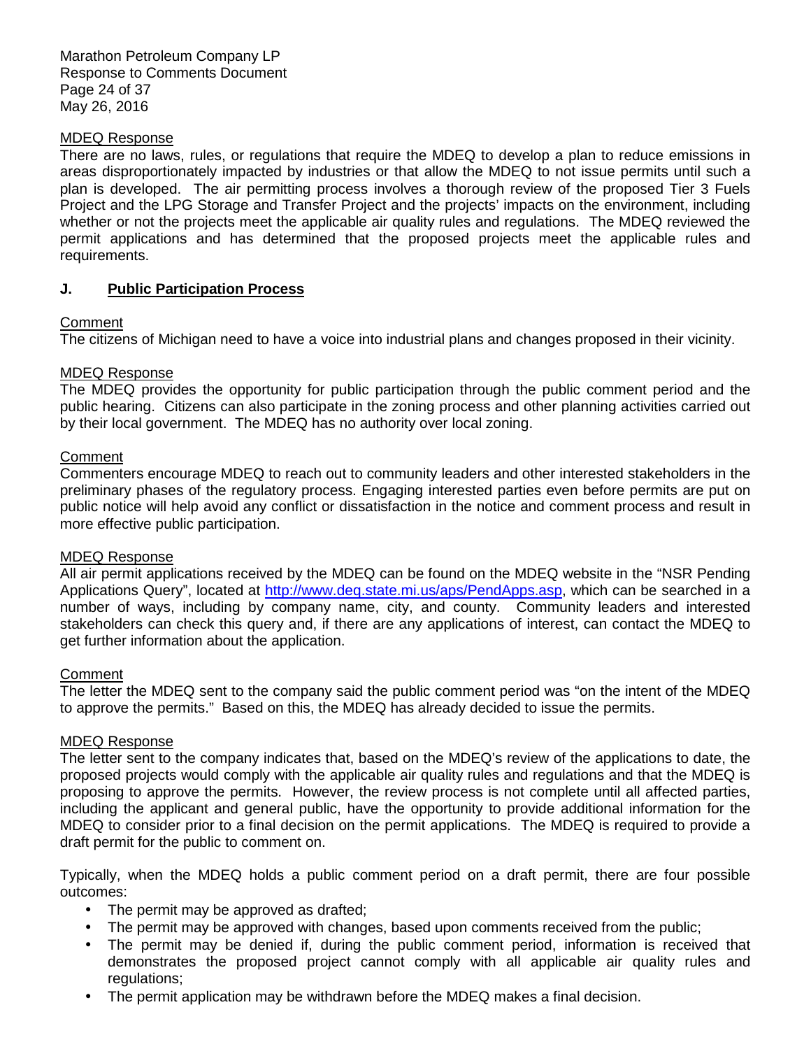MDEQ Response

There are no laws, rules, or regulations that require the MDEQ to develop a plan to reduce emissions in areas disproportionately impacted by industries or that allow the MDEQ to not issue permits until such a plan is developed. The air permitting process involves a thorough review of the proposed Tier 3 Fuels Project and the LPG Storage and Transfer Project and the projects' impacts on the environment, including whether or not the projects meet the applicable air quality rules and regulations. The MDEQ reviewed the permit applications and has determined that the proposed projects meet the applicable rules and requirements.

## J. Public Participation Process

Comment

The citizens of Michigan need to have a voice into industrial plans and changes proposed in their vicinity.

MDEQ Response

The MDEQ provides the opportunity for public participation through the public comment period and the public hearing. Citizens can also participate in the zoning process and other planning activities carried out by their local government. The MDEQ has no authority over local zoning.

Comment

Commenters encourage MDEQ to reach out to community leaders and other interested stakeholders in the preliminary phases of the regulatory process. Engaging interested parties even before permits are put on public notice will help avoid any conflict or dissatisfaction in the notice and comment process and result in more effective public participation.

MDEQ Response

All air permit applications received by the MDEQ can be found on the MDEQ website in the "NSR Pending Applications Query", located at http://www.deq.state.mi.us/aps/PendApps.asp, which can be searched in a number of ways, including by company name, city, and county. Community leaders and interested stakeholders can check this query and, if there are any applications of interest, can contact the MDEQ to get further information about the application.

Comment

The letter the MDEQ sent to the company said the public comment period was "on the intent of the MDEQ to approve the permits." Based on this, the MDEQ has already decided to issue the permits.

MDEQ Response

The letter sent to the company indicates that, based on the MDEQ's review of the applications to date, the proposed projects would comply with the applicable air quality rules and regulations and that the MDEQ is proposing to approve the permits. However, the review process is not complete until all affected parties, including the applicant and general public, have the opportunity to provide additional information for the MDEQ to consider prior to a final decision on the permit applications. The MDEQ is required to provide a draft permit for the public to comment on.

Typically, when the MDEQ holds a public comment period on a draft permit, there are four possible outcomes:

- The permit may be approved as drafted;
- The permit may be approved with changes, based upon comments received from the public;
- The permit may be denied if, during the public comment period, information is received that demonstrates the proposed project cannot comply with all applicable air quality rules and regulations;
- The permit application may be withdrawn before the MDEQ makes a final decision.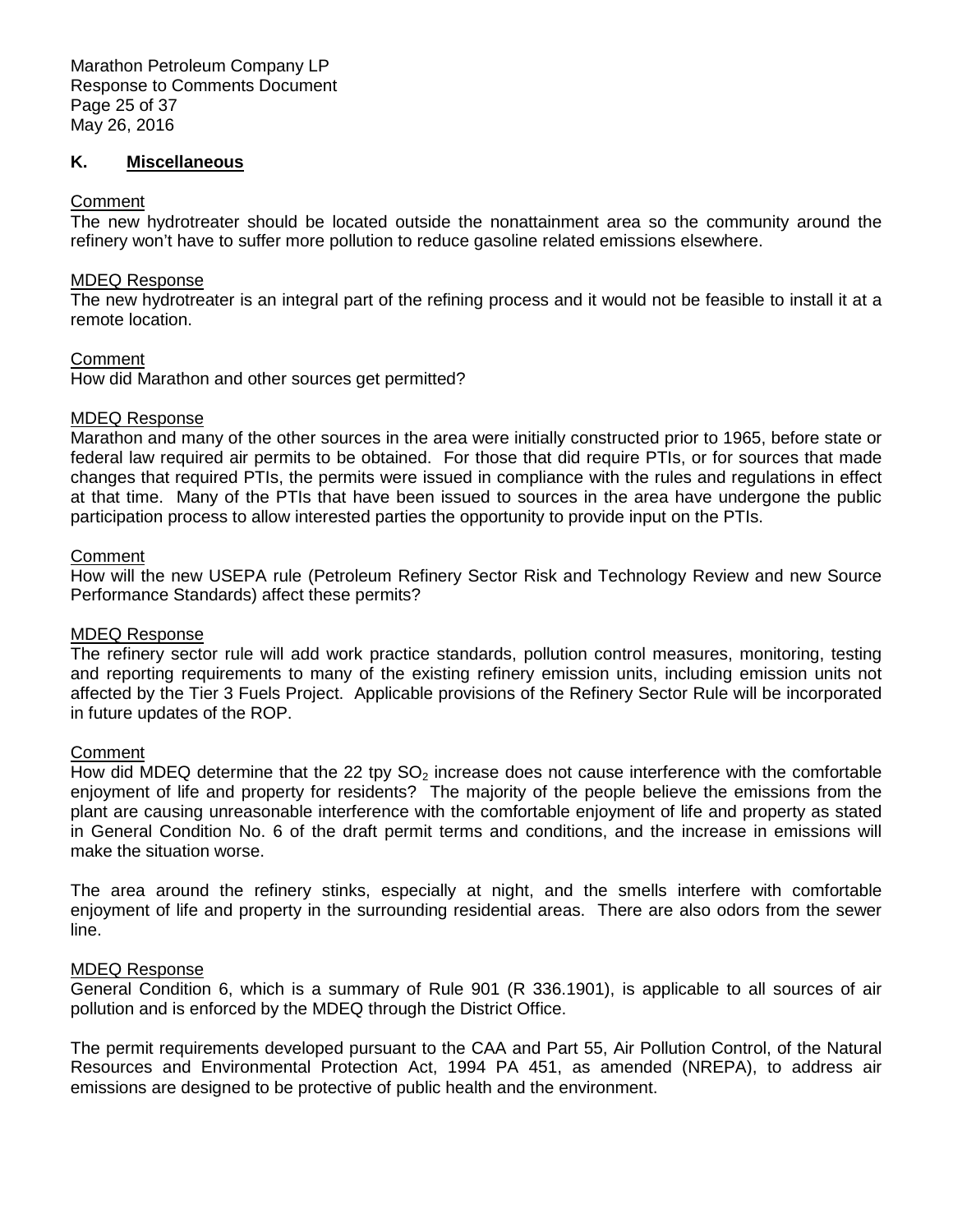## K. Miscellaneous

Comment

The new hydrotreater should be located outside the nonattainment area so the community around the refinery won't have to suffer more pollution to reduce gasoline related emissions elsewhere.

MDEQ Response

The new hydrotreater is an integral part of the refining process and it would not be feasible to install it at a remote location.

Comment

How did Marathon and other sources get permitted?

MDEQ Response

Marathon and many of the other sources in the area were initially constructed prior to 1965, before state or federal law required air permits to be obtained. For those that did require PTIs, or for sources that made changes that required PTIs, the permits were issued in compliance with the rules and regulations in effect at that time. Many of the PTIs that have been issued to sources in the area have undergone the public participation process to allow interested parties the opportunity to provide input on the PTIs.

Comment

How will the new USEPA rule (Petroleum Refinery Sector Risk and Technology Review and new Source Performance Standards) affect these permits?

MDEQ Response

The refinery sector rule will add work practice standards, pollution control measures, monitoring, testing and reporting requirements to many of the existing refinery emission units, including emission units not affected by the Tier 3 Fuels Project. Applicable provisions of the Refinery Sector Rule will be incorporated in future updates of the ROP.

Comment

How did MDEQ determine that the 22 tpy $SO_2$ increase does not cause interference with the comfortable enjoyment of life and property for residents? The majority of the people believe the emissions from the plant are causing unreasonable interference with the comfortable enjoyment of life and property as stated in General Condition No. 6 of the draft permit terms and conditions, and the increase in emissions will make the situation worse.

The area around the refinery stinks, especially at night, and the smells interfere with comfortable enjoyment of life and property in the surrounding residential areas. There are also odors from the sewer line.

MDEQ Response

General Condition 6, which is a summary of Rule 901 (R 336.1901), is applicable to all sources of air pollution and is enforced by the MDEQ through the District Office.

The permit requirements developed pursuant to the CAA and Part 55, Air Pollution Control, of the Natural Resources and Environmental Protection Act, 1994 PA 451, as amended (NREPA), to address air emissions are designed to be protective of public health and the environment.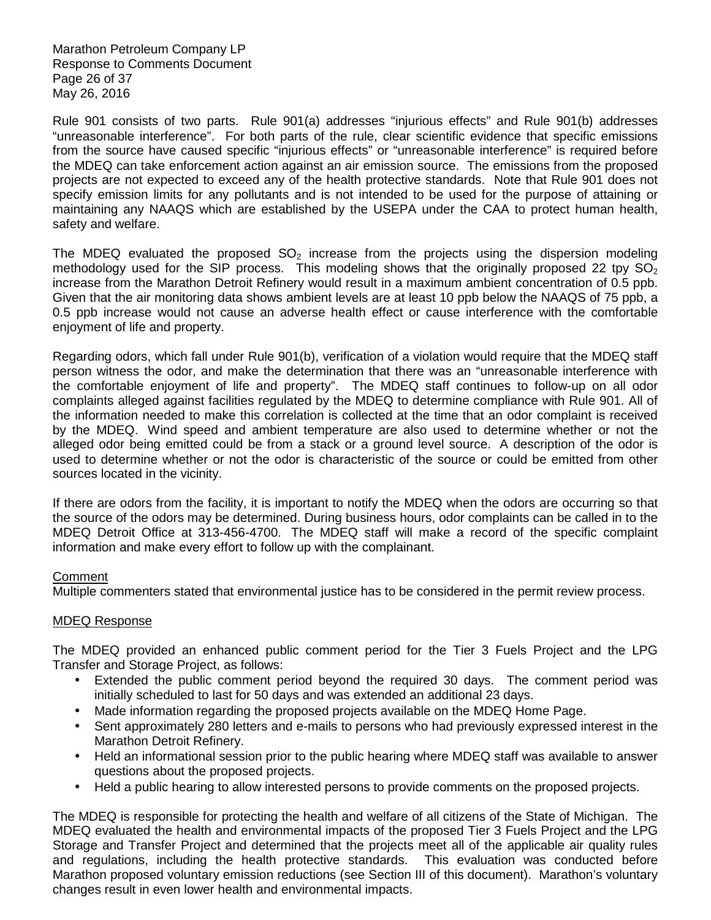Rule 901 consists of two parts. Rule 901(a) addresses "injurious effects" and Rule 901(b) addresses "unreasonable interference". For both parts of the rule, clear scientific evidence that specific emissions from the source have caused specific "injurious effects" or "unreasonable interference" is required before the MDEQ can take enforcement action against an air emission source. The emissions from the proposed projects are not expected to exceed any of the health protective standards. Note that Rule 901 does not specify emission limits for any pollutants and is not intended to be used for the purpose of attaining or maintaining any NAAQS which are established by the USEPA under the CAA to protect human health, safety and welfare.

The MDEQ evaluated the proposed $SO_2$ increase from the projects using the dispersion modeling methodology used for the SIP process. This modeling shows that the originally proposed 22 tpy $SO_2$ increase from the Marathon Detroit Refinery would result in a maximum ambient concentration of 0.5 ppb. Given that the air monitoring data shows ambient levels are at least 10 ppb below the NAAQS of 75 ppb, a 0.5 ppb increase would not cause an adverse health effect or cause interference with the comfortable enjoyment of life and property.

Regarding odors, which fall under Rule 901(b), verification of a violation would require that the MDEQ staff person witness the odor, and make the determination that there was an "unreasonable interference with the comfortable enjoyment of life and property". The MDEQ staff continues to follow-up on all odor complaints alleged against facilities regulated by the MDEQ to determine compliance with Rule 901. All of the information needed to make this correlation is collected at the time that an odor complaint is received by the MDEQ. Wind speed and ambient temperature are also used to determine whether or not the alleged odor being emitted could be from a stack or a ground level source. A description of the odor is used to determine whether or not the odor is characteristic of the source or could be emitted from other sources located in the vicinity.

If there are odors from the facility, it is important to notify the MDEQ when the odors are occurring so that the source of the odors may be determined. During business hours, odor complaints can be called in to the MDEQ Detroit Office at 313-456-4700. The MDEQ staff will make a record of the specific complaint information and make every effort to follow up with the complainant.

Comment

Multiple commenters stated that environmental justice has to be considered in the permit review process.

MDEQ Response

The MDEQ provided an enhanced public comment period for the Tier 3 Fuels Project and the LPG Transfer and Storage Project, as follows:

- Extended the public comment period beyond the required 30 days. The comment period was initially scheduled to last for 50 days and was extended an additional 23 days.
- Made information regarding the proposed projects available on the MDEQ Home Page.
- Sent approximately 280 letters and e-mails to persons who had previously expressed interest in the Marathon Detroit Refinery.
- Held an informational session prior to the public hearing where MDEQ staff was available to answer questions about the proposed projects.
- Held a public hearing to allow interested persons to provide comments on the proposed projects.

The MDEQ is responsible for protecting the health and welfare of all citizens of the State of Michigan. The MDEQ evaluated the health and environmental impacts of the proposed Tier 3 Fuels Project and the LPG Storage and Transfer Project and determined that the projects meet all of the applicable air quality rules and regulations, including the health protective standards. This evaluation was conducted before Marathon proposed voluntary emission reductions (see Section III of this document). Marathon's voluntary changes result in even lower health and environmental impacts.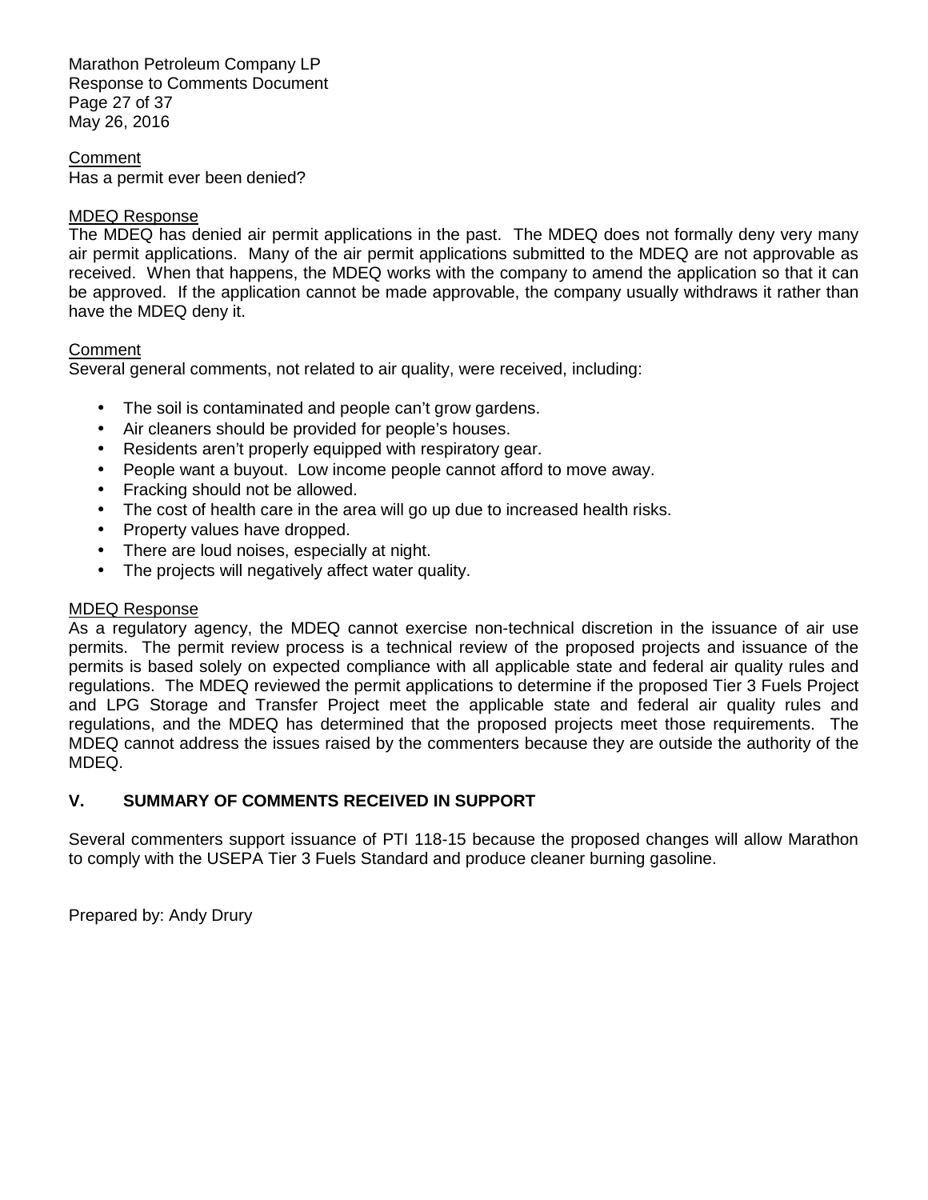Comment

Has a permit ever been denied?

MDEQ Response

The MDEQ has denied air permit applications in the past. The MDEQ does not formally deny very many air permit applications. Many of the air permit applications submitted to the MDEQ are not approvable as received. When that happens, the MDEQ works with the company to amend the application so that it can be approved. If the application cannot be made approvable, the company usually withdraws it rather than have the MDEQ deny it.

Comment

Several general comments, not related to air quality, were received, including:

- The soil is contaminated and people can't grow gardens.
- Air cleaners should be provided for people's houses.
- Residents aren't properly equipped with respiratory gear.
- People want a buyout. Low income people cannot afford to move away.
- Fracking should not be allowed.
- The cost of health care in the area will go up due to increased health risks.
- Property values have dropped.
- There are loud noises, especially at night.
- The projects will negatively affect water quality.

MDEQ Response

As a regulatory agency, the MDEQ cannot exercise non-technical discretion in the issuance of air use permits. The permit review process is a technical review of the proposed projects and issuance of the permits is based solely on expected compliance with all applicable state and federal air quality rules and regulations. The MDEQ reviewed the permit applications to determine if the proposed Tier 3 Fuels Project and LPG Storage and Transfer Project meet the applicable state and federal air quality rules and regulations, and the MDEQ has determined that the proposed projects meet those requirements. The MDEQ cannot address the issues raised by the commenters because they are outside the authority of the MDEQ.

## V. SUMMARY OF COMMENTS RECEIVED IN SUPPORT

Several commenters support issuance of PTI 118-15 because the proposed changes will allow Marathon to comply with the USEPA Tier 3 Fuels Standard and produce cleaner burning gasoline.

Prepared by: Andy Drury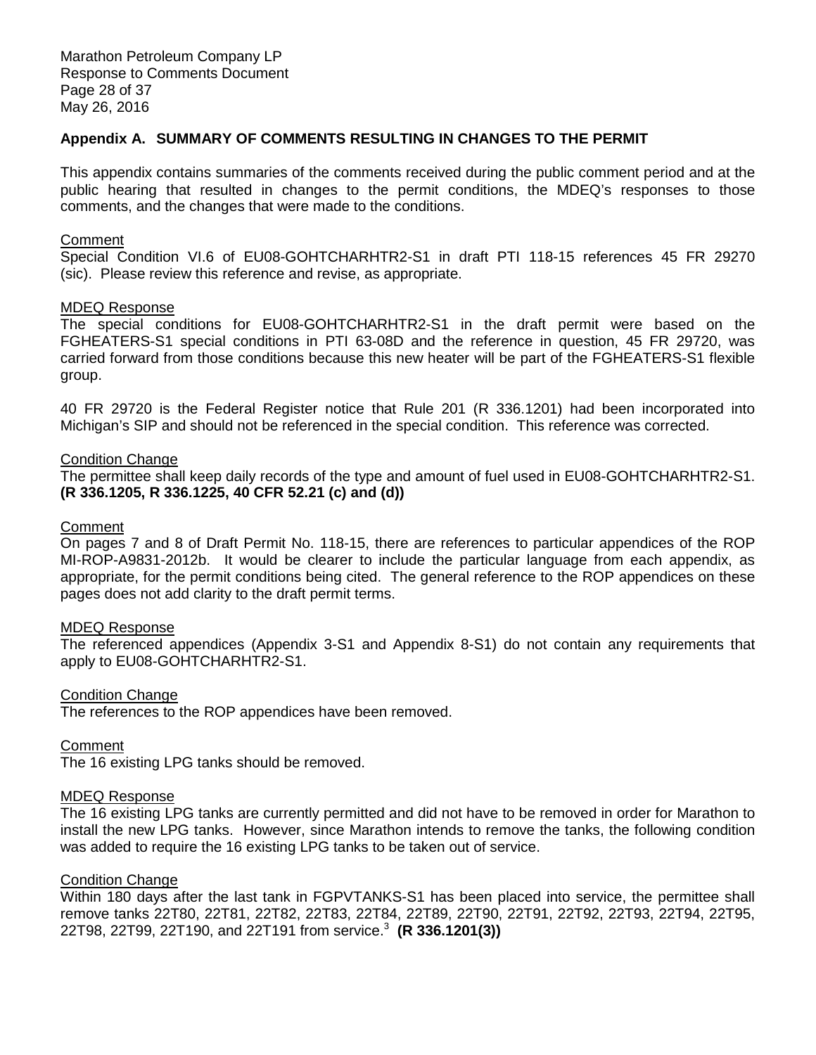## Appendix A. SUMMARY OF COMMENTS RESULTING IN CHANGES TO THE PERMIT

This appendix contains summaries of the comments received during the public comment period and at the public hearing that resulted in changes to the permit conditions, the MDEQ's responses to those comments, and the changes that were made to the conditions.

Comment

Special Condition VI.6 of EU08-GOHTCHARHTR2-S1 in draft PTI 118-15 references 45 FR 29270 (sic). Please review this reference and revise, as appropriate.

MDEQ Response

The special conditions for EU08-GOHTCHARHTR2-S1 in the draft permit were based on the FGHEATERS-S1 special conditions in PTI 63-08D and the reference in question, 45 FR 29720, was carried forward from those conditions because this new heater will be part of the FGHEATERS-S1 flexible group.

40 FR 29720 is the Federal Register notice that Rule 201 (R 336.1201) had been incorporated into Michigan's SIP and should not be referenced in the special condition. This reference was corrected.

Condition Change

The permittee shall keep daily records of the type and amount of fuel used in EU08-GOHTCHARHTR2-S1. **(R 336.1205, R 336.1225, 40 CFR 52.21 (c) and (d))**

Comment

On pages 7 and 8 of Draft Permit No. 118-15, there are references to particular appendices of the ROP MI-ROP-A9831-2012b. It would be clearer to include the particular language from each appendix, as appropriate, for the permit conditions being cited. The general reference to the ROP appendices on these pages does not add clarity to the draft permit terms.

MDEQ Response

The referenced appendices (Appendix 3-S1 and Appendix 8-S1) do not contain any requirements that apply to EU08-GOHTCHARHTR2-S1.

Condition Change

The references to the ROP appendices have been removed.

Comment

The 16 existing LPG tanks should be removed.

MDEQ Response

The 16 existing LPG tanks are currently permitted and did not have to be removed in order for Marathon to install the new LPG tanks. However, since Marathon intends to remove the tanks, the following condition was added to require the 16 existing LPG tanks to be taken out of service.

Condition Change

Within 180 days after the last tank in FGPVTANKS-S1 has been placed into service, the permittee shall remove tanks 22T80, 22T81, 22T82, 22T83, 22T84, 22T89, 22T90, 22T91, 22T92, 22T93, 22T94, 22T95, 22T98, 22T99, 22T190, and 22T191 from service.[3] **(R 336.1201(3))**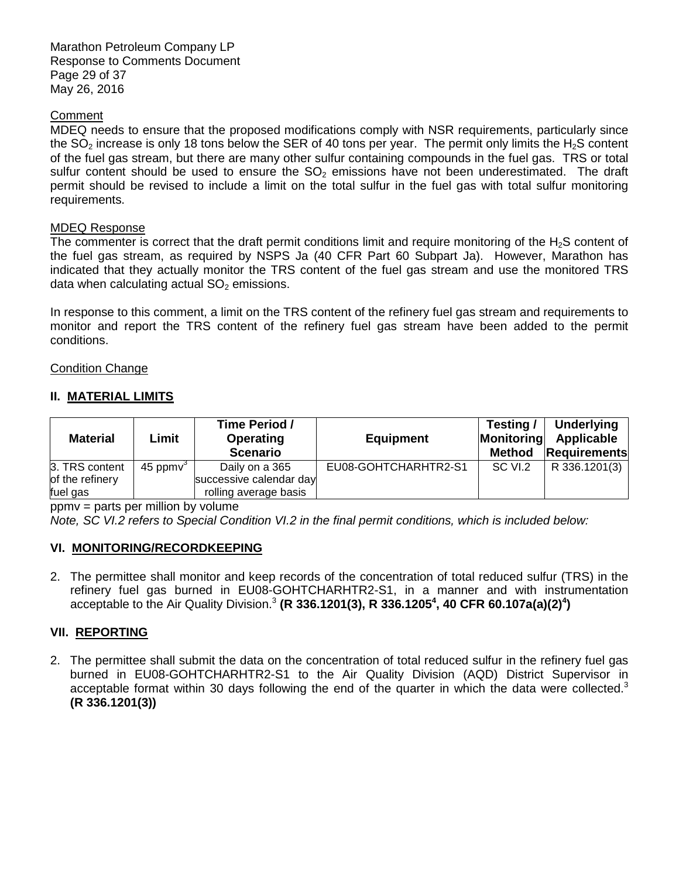Comment

MDEQ needs to ensure that the proposed modifications comply with NSR requirements, particularly since the $SO_2$ increase is only 18 tons below the SER of 40 tons per year. The permit only limits the $H_2S$ content of the fuel gas stream, but there are many other sulfur containing compounds in the fuel gas. TRS or total sulfur content should be used to ensure the $SO_2$ emissions have not been underestimated. The draft permit should be revised to include a limit on the total sulfur in the fuel gas with total sulfur monitoring requirements.

MDEQ Response

The commenter is correct that the draft permit conditions limit and require monitoring of the $H_2S$ content of the fuel gas stream, as required by NSPS Ja (40 CFR Part 60 Subpart Ja). However, Marathon has indicated that they actually monitor the TRS content of the fuel gas stream and use the monitored TRS data when calculating actual $SO_2$ emissions.

In response to this comment, a limit on the TRS content of the refinery fuel gas stream and requirements to monitor and report the TRS content of the refinery fuel gas stream have been added to the permit conditions.

Condition Change

## II. MATERIAL LIMITS

| Material | Limit | Time Period / Operating Scenario | Equipment | Testing / Monitoring Method | Underlying Applicable Requirements |
|---|---|---|---|---|---|
| 3. TRS content of the refinery fuel gas | 45 ppmv[3] | Daily on a 365 successive calendar day rolling average basis | EU08-GOHTCHARHTR2-S1 | SC VI.2 | R 336.1201(3) |

ppmv = parts per million by volume

*Note, SC VI.2 refers to Special Condition VI.2 in the final permit conditions, which is included below:*

## VI. MONITORING/RECORDKEEPING

2. The permittee shall monitor and keep records of the concentration of total reduced sulfur (TRS) in the refinery fuel gas burned in EU08-GOHTCHARHTR2-S1, in a manner and with instrumentation acceptable to the Air Quality Division.[3] **(R 336.1201(3), R 336.1205[4], 40 CFR 60.107a(a)(2)[4])**

## VII. REPORTING

2. The permittee shall submit the data on the concentration of total reduced sulfur in the refinery fuel gas burned in EU08-GOHTCHARHTR2-S1 to the Air Quality Division (AQD) District Supervisor in acceptable format within 30 days following the end of the quarter in which the data were collected.[3] **(R 336.1201(3))**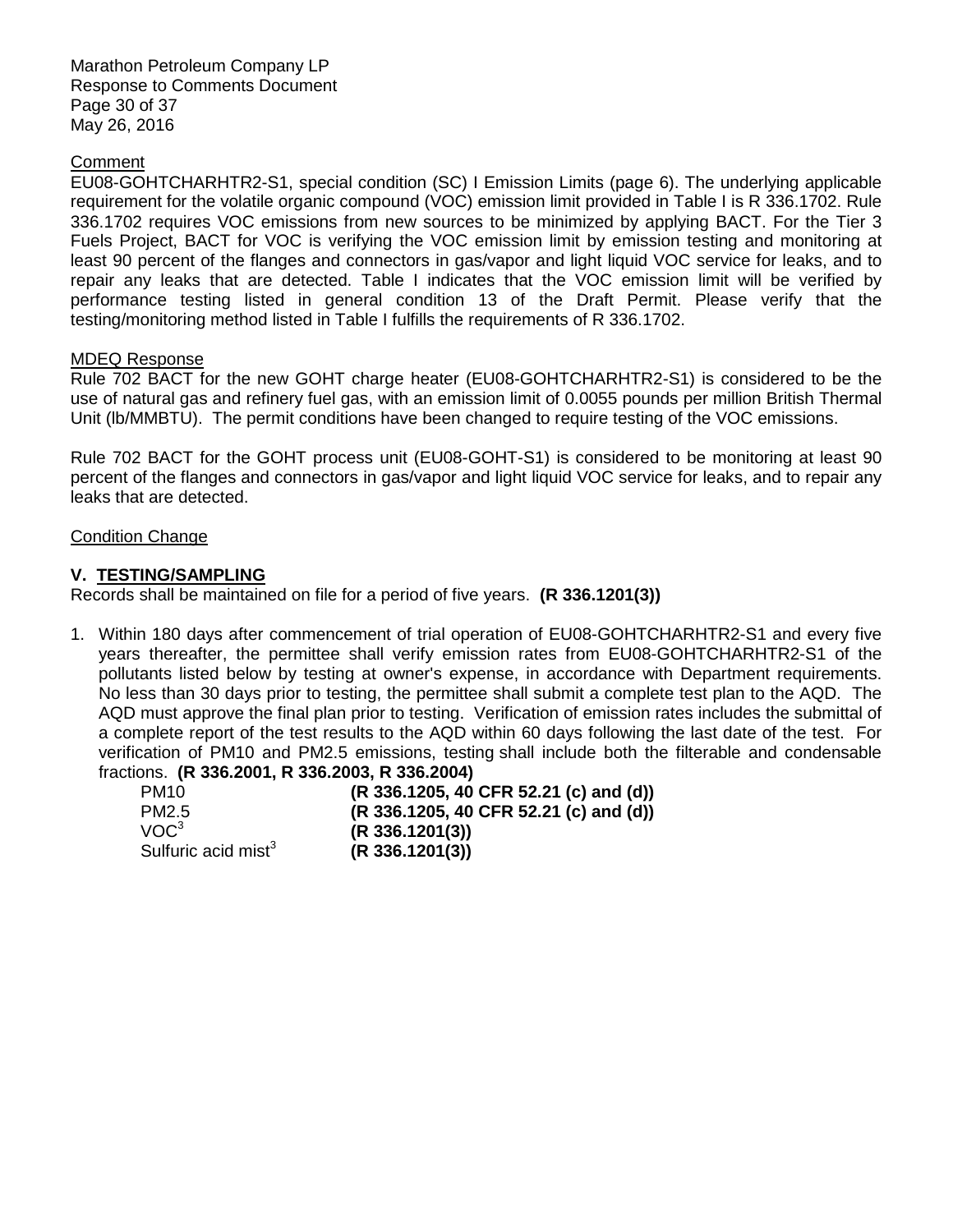Comment

EU08-GOHTCHARHTR2-S1, special condition (SC) I Emission Limits (page 6). The underlying applicable requirement for the volatile organic compound (VOC) emission limit provided in Table I is R 336.1702. Rule 336.1702 requires VOC emissions from new sources to be minimized by applying BACT. For the Tier 3 Fuels Project, BACT for VOC is verifying the VOC emission limit by emission testing and monitoring at least 90 percent of the flanges and connectors in gas/vapor and light liquid VOC service for leaks, and to repair any leaks that are detected. Table I indicates that the VOC emission limit will be verified by performance testing listed in general condition 13 of the Draft Permit. Please verify that the testing/monitoring method listed in Table I fulfills the requirements of R 336.1702.

MDEQ Response

Rule 702 BACT for the new GOHT charge heater (EU08-GOHTCHARHTR2-S1) is considered to be the use of natural gas and refinery fuel gas, with an emission limit of 0.0055 pounds per million British Thermal Unit (lb/MMBTU). The permit conditions have been changed to require testing of the VOC emissions.

Rule 702 BACT for the GOHT process unit (EU08-GOHT-S1) is considered to be monitoring at least 90 percent of the flanges and connectors in gas/vapor and light liquid VOC service for leaks, and to repair any leaks that are detected.

Condition Change

**V. TESTING/SAMPLING**

Records shall be maintained on file for a period of five years. **(R 336.1201(3))**

1. Within 180 days after commencement of trial operation of EU08-GOHTCHARHTR2-S1 and every five years thereafter, the permittee shall verify emission rates from EU08-GOHTCHARHTR2-S1 of the pollutants listed below by testing at owner's expense, in accordance with Department requirements. No less than 30 days prior to testing, the permittee shall submit a complete test plan to the AQD. The AQD must approve the final plan prior to testing. Verification of emission rates includes the submittal of a complete report of the test results to the AQD within 60 days following the last date of the test. For verification of PM10 and PM2.5 emissions, testing shall include both the filterable and condensable fractions. **(R 336.2001, R 336.2003, R 336.2004)**

   | | |
   |---|---|
   | PM10 | **(R 336.1205, 40 CFR 52.21 (c) and (d))** |
   | PM2.5 | **(R 336.1205, 40 CFR 52.21 (c) and (d))** |
   | VOC[3] | **(R 336.1201(3))** |
   | Sulfuric acid mist[3] | **(R 336.1201(3))** |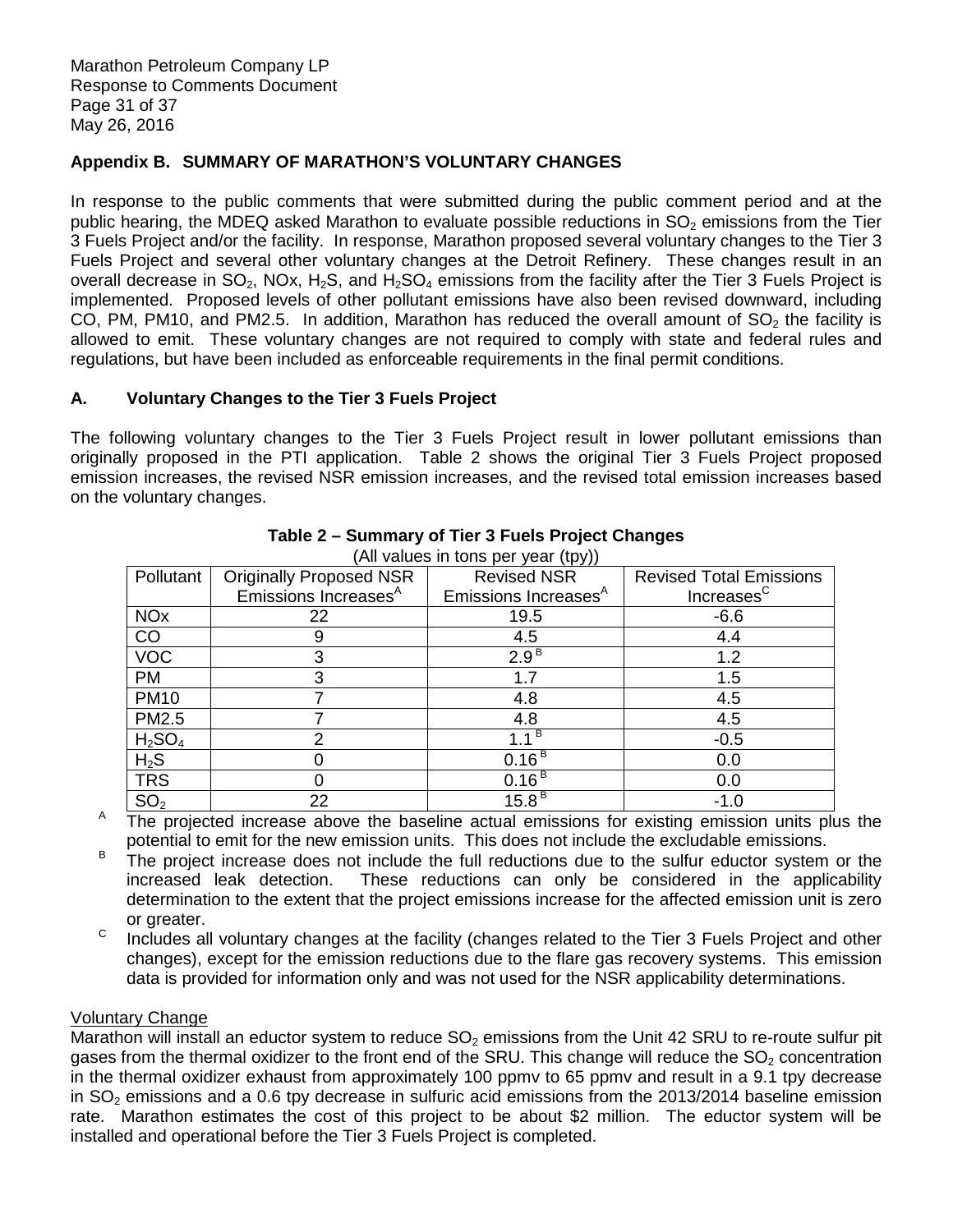## Appendix B. SUMMARY OF MARATHON'S VOLUNTARY CHANGES

In response to the public comments that were submitted during the public comment period and at the public hearing, the MDEQ asked Marathon to evaluate possible reductions in $SO_2$ emissions from the Tier 3 Fuels Project and/or the facility. In response, Marathon proposed several voluntary changes to the Tier 3 Fuels Project and several other voluntary changes at the Detroit Refinery. These changes result in an overall decrease in $SO_2$, NOx, $H_2S$, and $H_2SO_4$ emissions from the facility after the Tier 3 Fuels Project is implemented. Proposed levels of other pollutant emissions have also been revised downward, including CO, PM, PM10, and PM2.5. In addition, Marathon has reduced the overall amount of $SO_2$ the facility is allowed to emit. These voluntary changes are not required to comply with state and federal rules and regulations, but have been included as enforceable requirements in the final permit conditions.

### A. Voluntary Changes to the Tier 3 Fuels Project

The following voluntary changes to the Tier 3 Fuels Project result in lower pollutant emissions than originally proposed in the PTI application. Table 2 shows the original Tier 3 Fuels Project proposed emission increases, the revised NSR emission increases, and the revised total emission increases based on the voluntary changes.

**Table 2 – Summary of Tier 3 Fuels Project Changes**

(All values in tons per year (tpy))

| Pollutant | Originally Proposed NSR Emissions Increases[A] | Revised NSR Emissions Increases[A] | Revised Total Emissions Increases[C] |
|---|---|---|---|
| NOx | 22 | 19.5 | -6.6 |
| CO | 9 | 4.5 | 4.4 |
| VOC | 3 | 2.9[B] | 1.2 |
| PM | 3 | 1.7 | 1.5 |
| PM10 | 7 | 4.8 | 4.5 |
| PM2.5 | 7 | 4.8 | 4.5 |
| $H_2SO_4$ | 2 | 1.1[B] | -0.5 |
| $H_2S$ | 0 | 0.16[B] | 0.0 |
| TRS | 0 | 0.16[B] | 0.0 |
| $SO_2$ | 22 | 15.8[B] | -1.0 |

[A] The projected increase above the baseline actual emissions for existing emission units plus the potential to emit for the new emission units. This does not include the excludable emissions.

[B] The project increase does not include the full reductions due to the sulfur eductor system or the increased leak detection. These reductions can only be considered in the applicability determination to the extent that the project emissions increase for the affected emission unit is zero or greater.

[C] Includes all voluntary changes at the facility (changes related to the Tier 3 Fuels Project and other changes), except for the emission reductions due to the flare gas recovery systems. This emission data is provided for information only and was not used for the NSR applicability determinations.

<u>Voluntary Change</u>

Marathon will install an eductor system to reduce $SO_2$ emissions from the Unit 42 SRU to re-route sulfur pit gases from the thermal oxidizer to the front end of the SRU. This change will reduce the $SO_2$ concentration in the thermal oxidizer exhaust from approximately 100 ppmv to 65 ppmv and result in a 9.1 tpy decrease in $SO_2$ emissions and a 0.6 tpy decrease in sulfuric acid emissions from the 2013/2014 baseline emission rate. Marathon estimates the cost of this project to be about \$2 million. The eductor system will be installed and operational before the Tier 3 Fuels Project is completed.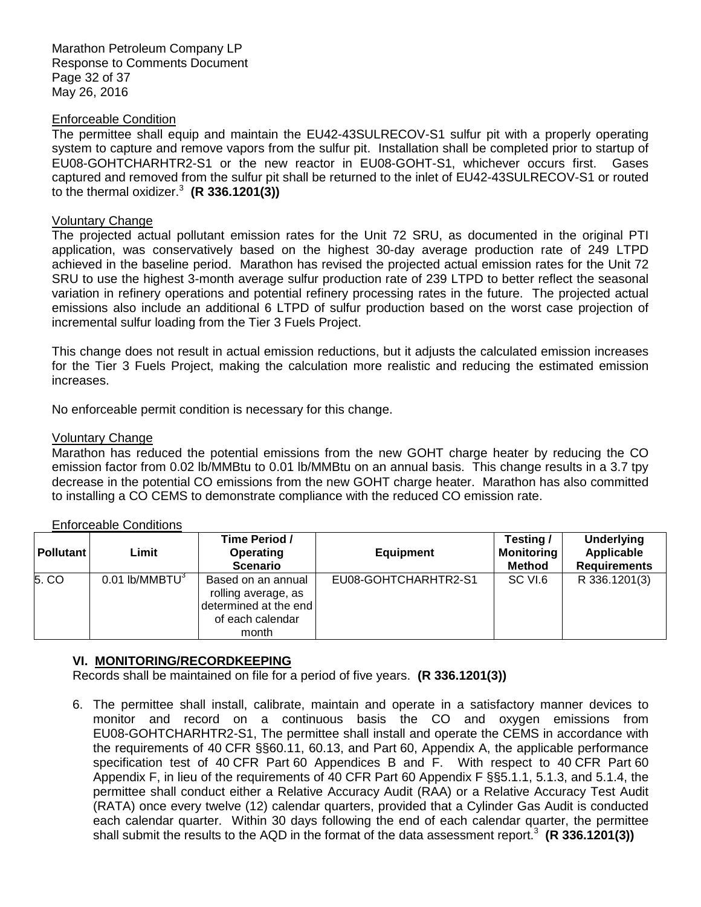Enforceable Condition

The permittee shall equip and maintain the EU42-43SULRECOV-S1 sulfur pit with a properly operating system to capture and remove vapors from the sulfur pit. Installation shall be completed prior to startup of EU08-GOHTCHARHTR2-S1 or the new reactor in EU08-GOHT-S1, whichever occurs first. Gases captured and removed from the sulfur pit shall be returned to the inlet of EU42-43SULRECOV-S1 or routed to the thermal oxidizer.[3] **(R 336.1201(3))**

Voluntary Change

The projected actual pollutant emission rates for the Unit 72 SRU, as documented in the original PTI application, was conservatively based on the highest 30-day average production rate of 249 LTPD achieved in the baseline period. Marathon has revised the projected actual emission rates for the Unit 72 SRU to use the highest 3-month average sulfur production rate of 239 LTPD to better reflect the seasonal variation in refinery operations and potential refinery processing rates in the future. The projected actual emissions also include an additional 6 LTPD of sulfur production based on the worst case projection of incremental sulfur loading from the Tier 3 Fuels Project.

This change does not result in actual emission reductions, but it adjusts the calculated emission increases for the Tier 3 Fuels Project, making the calculation more realistic and reducing the estimated emission increases.

No enforceable permit condition is necessary for this change.

Voluntary Change

Marathon has reduced the potential emissions from the new GOHT charge heater by reducing the CO emission factor from 0.02 lb/MMBtu to 0.01 lb/MMBtu on an annual basis. This change results in a 3.7 tpy decrease in the potential CO emissions from the new GOHT charge heater. Marathon has also committed to installing a CO CEMS to demonstrate compliance with the reduced CO emission rate.

Enforceable Conditions

| Pollutant | Limit | Time Period / Operating Scenario | Equipment | Testing / Monitoring Method | Underlying Applicable Requirements |
|---|---|---|---|---|---|
| 5. CO | 0.01 lb/MMBTU[3] | Based on an annual rolling average, as determined at the end of each calendar month | EU08-GOHTCHARHTR2-S1 | SC VI.6 | R 336.1201(3) |

**VI. MONITORING/RECORDKEEPING**

Records shall be maintained on file for a period of five years. **(R 336.1201(3))**

6. The permittee shall install, calibrate, maintain and operate in a satisfactory manner devices to monitor and record on a continuous basis the CO and oxygen emissions from EU08-GOHTCHARHTR2-S1, The permittee shall install and operate the CEMS in accordance with the requirements of 40 CFR §§60.11, 60.13, and Part 60, Appendix A, the applicable performance specification test of 40 CFR Part 60 Appendices B and F. With respect to 40 CFR Part 60 Appendix F, in lieu of the requirements of 40 CFR Part 60 Appendix F §§5.1.1, 5.1.3, and 5.1.4, the permittee shall conduct either a Relative Accuracy Audit (RAA) or a Relative Accuracy Test Audit (RATA) once every twelve (12) calendar quarters, provided that a Cylinder Gas Audit is conducted each calendar quarter. Within 30 days following the end of each calendar quarter, the permittee shall submit the results to the AQD in the format of the data assessment report.[3] **(R 336.1201(3))**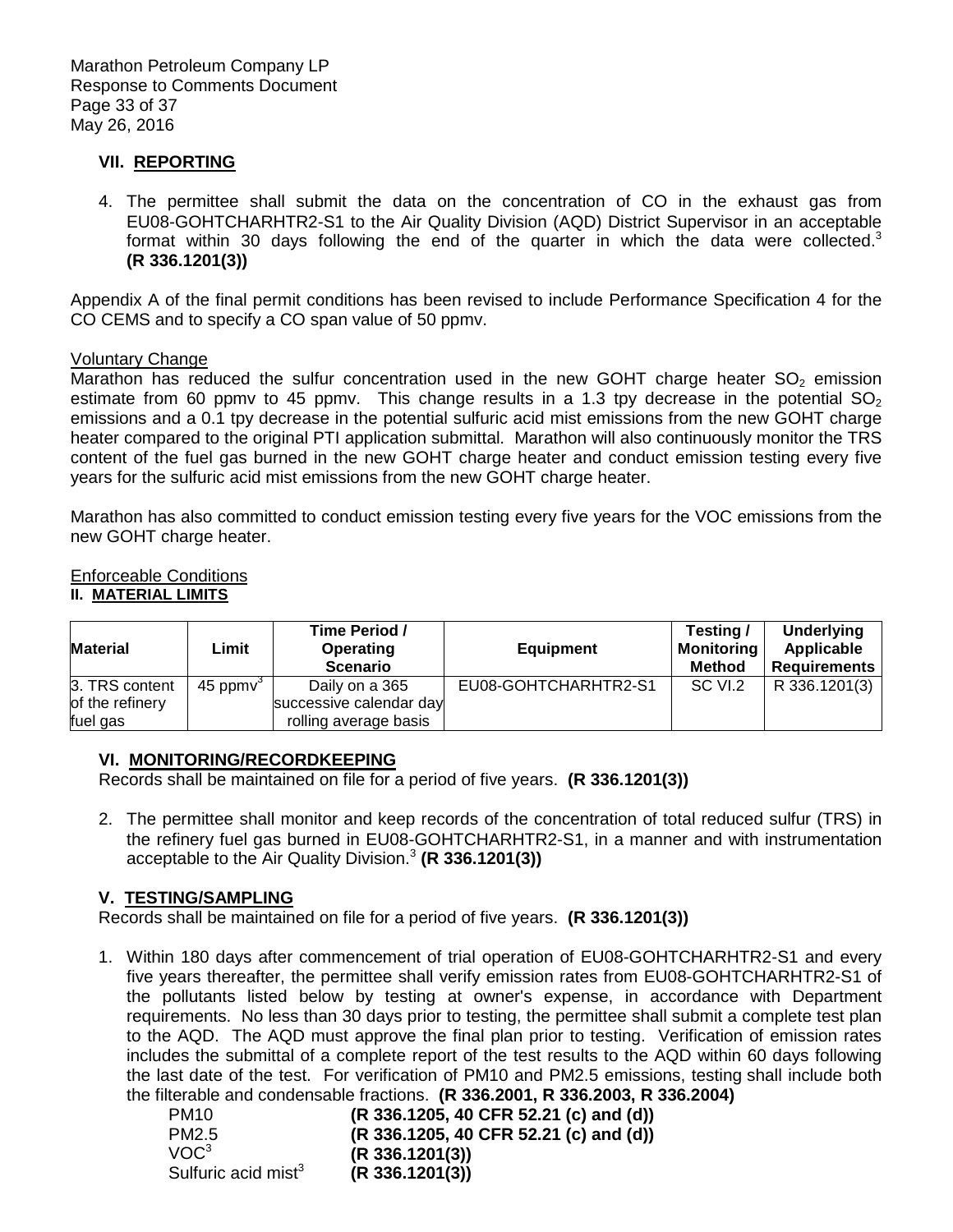### VII. REPORTING

4. The permittee shall submit the data on the concentration of CO in the exhaust gas from EU08-GOHTCHARHTR2-S1 to the Air Quality Division (AQD) District Supervisor in an acceptable format within 30 days following the end of the quarter in which the data were collected.[3] **(R 336.1201(3))**

Appendix A of the final permit conditions has been revised to include Performance Specification 4 for the CO CEMS and to specify a CO span value of 50 ppmv.

Voluntary Change

Marathon has reduced the sulfur concentration used in the new GOHT charge heater $SO_2$ emission estimate from 60 ppmv to 45 ppmv. This change results in a 1.3 tpy decrease in the potential $SO_2$ emissions and a 0.1 tpy decrease in the potential sulfuric acid mist emissions from the new GOHT charge heater compared to the original PTI application submittal. Marathon will also continuously monitor the TRS content of the fuel gas burned in the new GOHT charge heater and conduct emission testing every five years for the sulfuric acid mist emissions from the new GOHT charge heater.

Marathon has also committed to conduct emission testing every five years for the VOC emissions from the new GOHT charge heater.

Enforceable Conditions

### II. MATERIAL LIMITS

| Material | Limit | Time Period / Operating Scenario | Equipment | Testing / Monitoring Method | Underlying Applicable Requirements |
|---|---|---|---|---|---|
| 3. TRS content of the refinery fuel gas | 45 ppmv[3] | Daily on a 365 successive calendar day rolling average basis | EU08-GOHTCHARHTR2-S1 | SC VI.2 | R 336.1201(3) |

### VI. MONITORING/RECORDKEEPING

Records shall be maintained on file for a period of five years. **(R 336.1201(3))**

2. The permittee shall monitor and keep records of the concentration of total reduced sulfur (TRS) in the refinery fuel gas burned in EU08-GOHTCHARHTR2-S1, in a manner and with instrumentation acceptable to the Air Quality Division.[3] **(R 336.1201(3))**

### V. TESTING/SAMPLING

Records shall be maintained on file for a period of five years. **(R 336.1201(3))**

1. Within 180 days after commencement of trial operation of EU08-GOHTCHARHTR2-S1 and every five years thereafter, the permittee shall verify emission rates from EU08-GOHTCHARHTR2-S1 of the pollutants listed below by testing at owner's expense, in accordance with Department requirements. No less than 30 days prior to testing, the permittee shall submit a complete test plan to the AQD. The AQD must approve the final plan prior to testing. Verification of emission rates includes the submittal of a complete report of the test results to the AQD within 60 days following the last date of the test. For verification of PM10 and PM2.5 emissions, testing shall include both the filterable and condensable fractions. **(R 336.2001, R 336.2003, R 336.2004)**

| | |
|---|---|
| PM10 | **(R 336.1205, 40 CFR 52.21 (c) and (d))** |
| PM2.5 | **(R 336.1205, 40 CFR 52.21 (c) and (d))** |
| VOC[3] | **(R 336.1201(3))** |
| Sulfuric acid mist[3] | **(R 336.1201(3))** |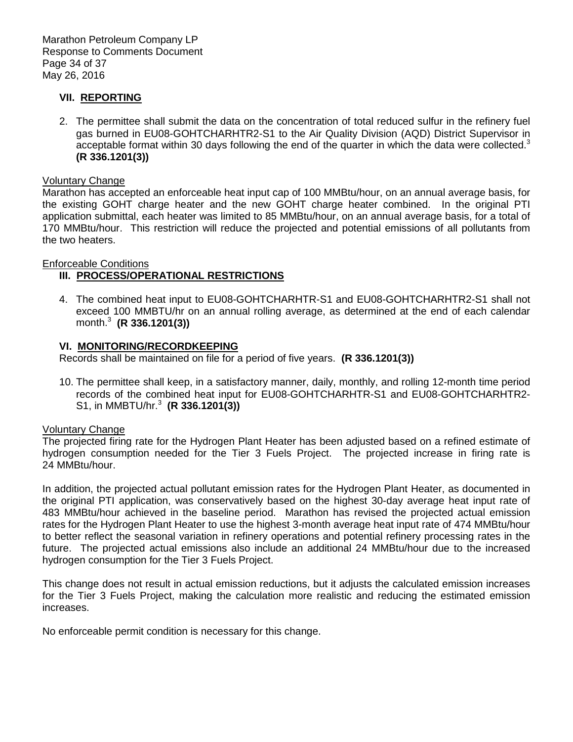## VII. REPORTING

2. The permittee shall submit the data on the concentration of total reduced sulfur in the refinery fuel gas burned in EU08-GOHTCHARHTR2-S1 to the Air Quality Division (AQD) District Supervisor in acceptable format within 30 days following the end of the quarter in which the data were collected.[3] **(R 336.1201(3))**

Voluntary Change

Marathon has accepted an enforceable heat input cap of 100 MMBtu/hour, on an annual average basis, for the existing GOHT charge heater and the new GOHT charge heater combined. In the original PTI application submittal, each heater was limited to 85 MMBtu/hour, on an annual average basis, for a total of 170 MMBtu/hour. This restriction will reduce the projected and potential emissions of all pollutants from the two heaters.

Enforceable Conditions

## III. PROCESS/OPERATIONAL RESTRICTIONS

4. The combined heat input to EU08-GOHTCHARHTR-S1 and EU08-GOHTCHARHTR2-S1 shall not exceed 100 MMBTU/hr on an annual rolling average, as determined at the end of each calendar month.[3] **(R 336.1201(3))**

## VI. MONITORING/RECORDKEEPING

Records shall be maintained on file for a period of five years. **(R 336.1201(3))**

10. The permittee shall keep, in a satisfactory manner, daily, monthly, and rolling 12-month time period records of the combined heat input for EU08-GOHTCHARHTR-S1 and EU08-GOHTCHARHTR2-S1, in MMBTU/hr.[3] **(R 336.1201(3))**

Voluntary Change

The projected firing rate for the Hydrogen Plant Heater has been adjusted based on a refined estimate of hydrogen consumption needed for the Tier 3 Fuels Project. The projected increase in firing rate is 24 MMBtu/hour.

In addition, the projected actual pollutant emission rates for the Hydrogen Plant Heater, as documented in the original PTI application, was conservatively based on the highest 30-day average heat input rate of 483 MMBtu/hour achieved in the baseline period. Marathon has revised the projected actual emission rates for the Hydrogen Plant Heater to use the highest 3-month average heat input rate of 474 MMBtu/hour to better reflect the seasonal variation in refinery operations and potential refinery processing rates in the future. The projected actual emissions also include an additional 24 MMBtu/hour due to the increased hydrogen consumption for the Tier 3 Fuels Project.

This change does not result in actual emission reductions, but it adjusts the calculated emission increases for the Tier 3 Fuels Project, making the calculation more realistic and reducing the estimated emission increases.

No enforceable permit condition is necessary for this change.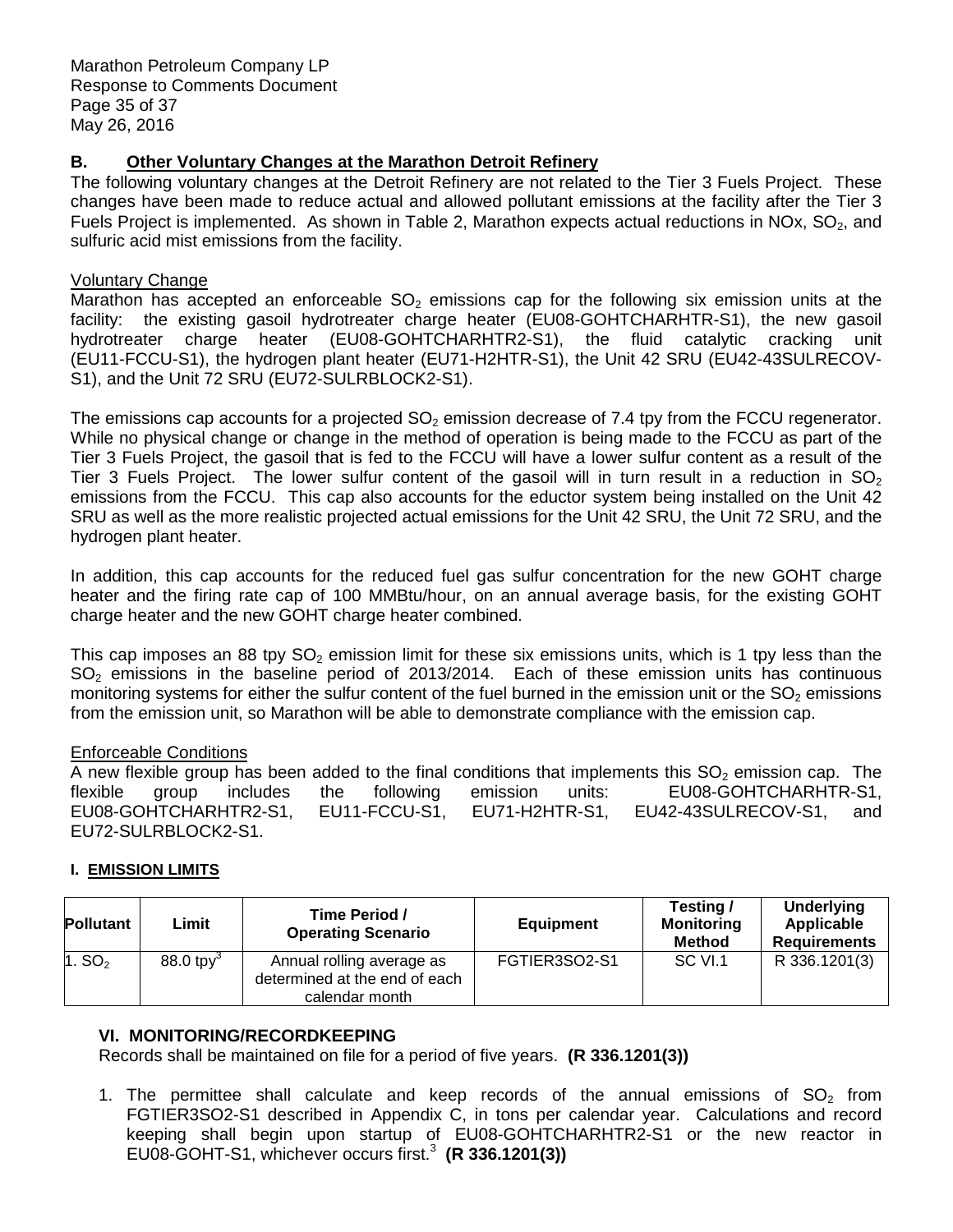## B. Other Voluntary Changes at the Marathon Detroit Refinery

The following voluntary changes at the Detroit Refinery are not related to the Tier 3 Fuels Project. These changes have been made to reduce actual and allowed pollutant emissions at the facility after the Tier 3 Fuels Project is implemented. As shown in Table 2, Marathon expects actual reductions in NOx, $SO_2$, and sulfuric acid mist emissions from the facility.

Voluntary Change

Marathon has accepted an enforceable $SO_2$ emissions cap for the following six emission units at the facility: the existing gasoil hydrotreater charge heater (EU08-GOHTCHARHTR-S1), the new gasoil hydrotreater charge heater (EU08-GOHTCHARHTR2-S1), the fluid catalytic cracking unit (EU11-FCCU-S1), the hydrogen plant heater (EU71-H2HTR-S1), the Unit 42 SRU (EU42-43SULRECOV-S1), and the Unit 72 SRU (EU72-SULRBLOCK2-S1).

The emissions cap accounts for a projected $SO_2$ emission decrease of 7.4 tpy from the FCCU regenerator. While no physical change or change in the method of operation is being made to the FCCU as part of the Tier 3 Fuels Project, the gasoil that is fed to the FCCU will have a lower sulfur content as a result of the Tier 3 Fuels Project. The lower sulfur content of the gasoil will in turn result in a reduction in $SO_2$ emissions from the FCCU. This cap also accounts for the eductor system being installed on the Unit 42 SRU as well as the more realistic projected actual emissions for the Unit 42 SRU, the Unit 72 SRU, and the hydrogen plant heater.

In addition, this cap accounts for the reduced fuel gas sulfur concentration for the new GOHT charge heater and the firing rate cap of 100 MMBtu/hour, on an annual average basis, for the existing GOHT charge heater and the new GOHT charge heater combined.

This cap imposes an 88 tpy $SO_2$ emission limit for these six emissions units, which is 1 tpy less than the $SO_2$ emissions in the baseline period of 2013/2014. Each of these emission units has continuous monitoring systems for either the sulfur content of the fuel burned in the emission unit or the $SO_2$ emissions from the emission unit, so Marathon will be able to demonstrate compliance with the emission cap.

Enforceable Conditions

A new flexible group has been added to the final conditions that implements this $SO_2$ emission cap. The flexible group includes the following emission units: EU08-GOHTCHARHTR-S1, EU08-GOHTCHARHTR2-S1, EU11-FCCU-S1, EU71-H2HTR-S1, EU42-43SULRECOV-S1, and EU72-SULRBLOCK2-S1.

**I. EMISSION LIMITS**

| Pollutant | Limit | Time Period / Operating Scenario | Equipment | Testing / Monitoring Method | Underlying Applicable Requirements |
|---|---|---|---|---|---|
| 1. $SO_2$ | 88.0 tpy[3] | Annual rolling average as determined at the end of each calendar month | FGTIER3SO2-S1 | SC VI.1 | R 336.1201(3) |

**VI. MONITORING/RECORDKEEPING**

Records shall be maintained on file for a period of five years. **(R 336.1201(3))**

1. The permittee shall calculate and keep records of the annual emissions of $SO_2$ from FGTIER3SO2-S1 described in Appendix C, in tons per calendar year. Calculations and record keeping shall begin upon startup of EU08-GOHTCHARHTR2-S1 or the new reactor in EU08-GOHT-S1, whichever occurs first.[3] **(R 336.1201(3))**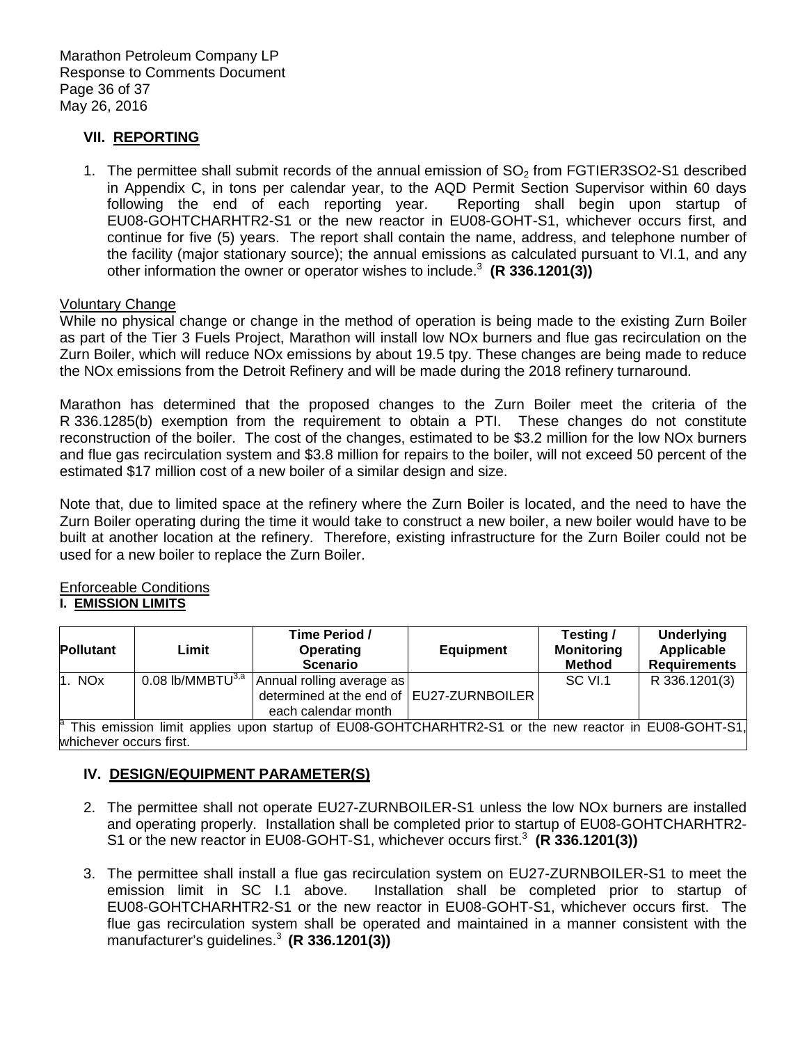### VII. REPORTING

1. The permittee shall submit records of the annual emission of $SO_2$ from FGTIER3SO2-S1 described in Appendix C, in tons per calendar year, to the AQD Permit Section Supervisor within 60 days following the end of each reporting year. Reporting shall begin upon startup of EU08-GOHTCHARHTR2-S1 or the new reactor in EU08-GOHT-S1, whichever occurs first, and continue for five (5) years. The report shall contain the name, address, and telephone number of the facility (major stationary source); the annual emissions as calculated pursuant to VI.1, and any other information the owner or operator wishes to include.[3] **(R 336.1201(3))**

Voluntary Change

While no physical change or change in the method of operation is being made to the existing Zurn Boiler as part of the Tier 3 Fuels Project, Marathon will install low NOx burners and flue gas recirculation on the Zurn Boiler, which will reduce NOx emissions by about 19.5 tpy. These changes are being made to reduce the NOx emissions from the Detroit Refinery and will be made during the 2018 refinery turnaround.

Marathon has determined that the proposed changes to the Zurn Boiler meet the criteria of the R 336.1285(b) exemption from the requirement to obtain a PTI. These changes do not constitute reconstruction of the boiler. The cost of the changes, estimated to be $3.2 million for the low NOx burners and flue gas recirculation system and $3.8 million for repairs to the boiler, will not exceed 50 percent of the estimated $17 million cost of a new boiler of a similar design and size.

Note that, due to limited space at the refinery where the Zurn Boiler is located, and the need to have the Zurn Boiler operating during the time it would take to construct a new boiler, a new boiler would have to be built at another location at the refinery. Therefore, existing infrastructure for the Zurn Boiler could not be used for a new boiler to replace the Zurn Boiler.

Enforceable Conditions

### I. EMISSION LIMITS

| Pollutant | Limit | Time Period / Operating Scenario | Equipment | Testing / Monitoring Method | Underlying Applicable Requirements |
|---|---|---|---|---|---|
| 1. NOx | 0.08 lb/MMBTU[3,a] | Annual rolling average as determined at the end of each calendar month | EU27-ZURNBOILER | SC VI.1 | R 336.1201(3) |

[a] This emission limit applies upon startup of EU08-GOHTCHARHTR2-S1 or the new reactor in EU08-GOHT-S1, whichever occurs first.

### IV. DESIGN/EQUIPMENT PARAMETER(S)

2. The permittee shall not operate EU27-ZURNBOILER-S1 unless the low NOx burners are installed and operating properly. Installation shall be completed prior to startup of EU08-GOHTCHARHTR2-S1 or the new reactor in EU08-GOHT-S1, whichever occurs first.[3] **(R 336.1201(3))**

3. The permittee shall install a flue gas recirculation system on EU27-ZURNBOILER-S1 to meet the emission limit in SC I.1 above. Installation shall be completed prior to startup of EU08-GOHTCHARHTR2-S1 or the new reactor in EU08-GOHT-S1, whichever occurs first. The flue gas recirculation system shall be operated and maintained in a manner consistent with the manufacturer's guidelines.[3] **(R 336.1201(3))**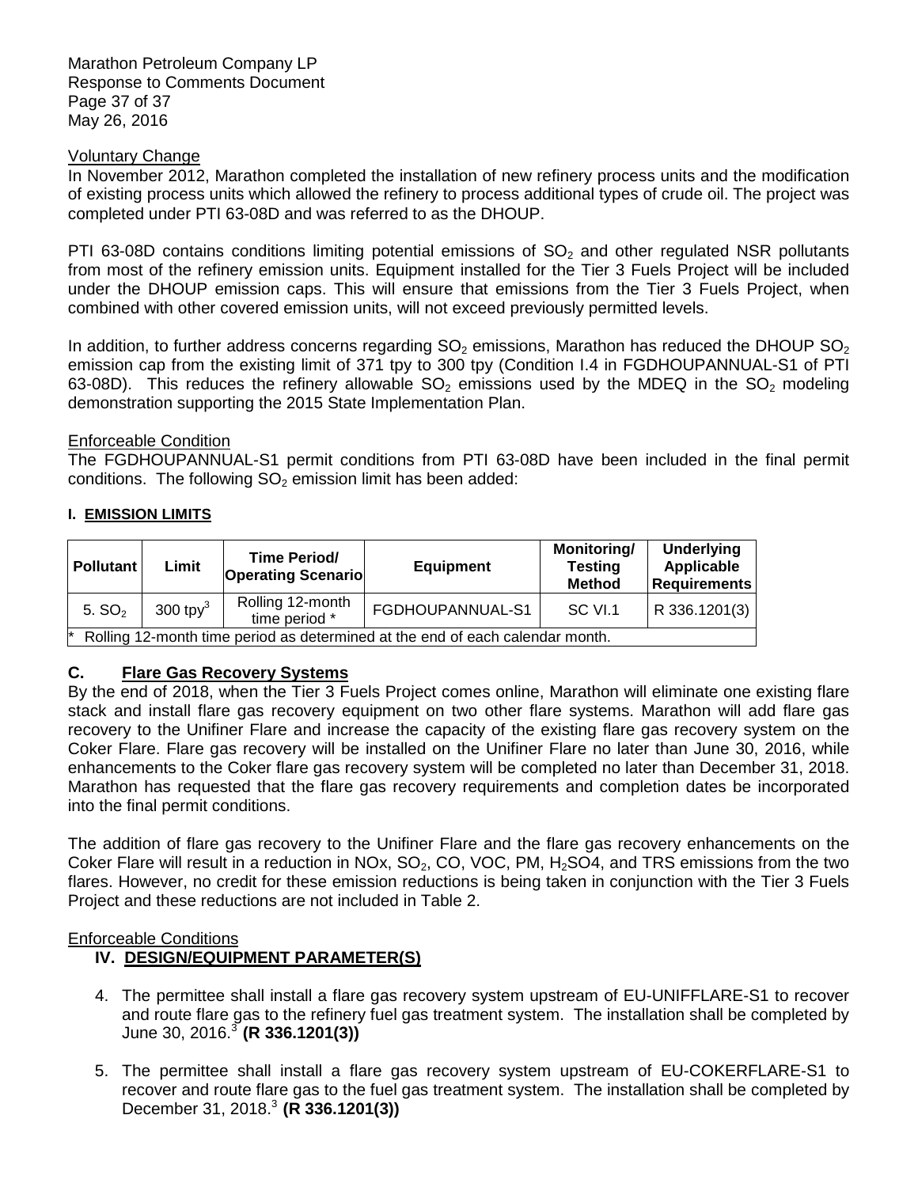Voluntary Change

In November 2012, Marathon completed the installation of new refinery process units and the modification of existing process units which allowed the refinery to process additional types of crude oil. The project was completed under PTI 63-08D and was referred to as the DHOUP.

PTI 63-08D contains conditions limiting potential emissions of $SO_2$ and other regulated NSR pollutants from most of the refinery emission units. Equipment installed for the Tier 3 Fuels Project will be included under the DHOUP emission caps. This will ensure that emissions from the Tier 3 Fuels Project, when combined with other covered emission units, will not exceed previously permitted levels.

In addition, to further address concerns regarding $SO_2$ emissions, Marathon has reduced the DHOUP $SO_2$ emission cap from the existing limit of 371 tpy to 300 tpy (Condition I.4 in FGDHOUPANNUAL-S1 of PTI 63-08D). This reduces the refinery allowable $SO_2$ emissions used by the MDEQ in the $SO_2$ modeling demonstration supporting the 2015 State Implementation Plan.

Enforceable Condition

The FGDHOUPANNUAL-S1 permit conditions from PTI 63-08D have been included in the final permit conditions. The following $SO_2$ emission limit has been added:

**I. EMISSION LIMITS**

| Pollutant | Limit | Time Period/ Operating Scenario | Equipment | Monitoring/ Testing Method | Underlying Applicable Requirements |
|---|---|---|---|---|---|
| 5. $SO_2$ | 300 tpy[3] | Rolling 12-month time period * | FGDHOUPANNUAL-S1 | SC VI.1 | R 336.1201(3) |
| * Rolling 12-month time period as determined at the end of each calendar month. | | | | | |

## C. Flare Gas Recovery Systems

By the end of 2018, when the Tier 3 Fuels Project comes online, Marathon will eliminate one existing flare stack and install flare gas recovery equipment on two other flare systems. Marathon will add flare gas recovery to the Unifiner Flare and increase the capacity of the existing flare gas recovery system on the Coker Flare. Flare gas recovery will be installed on the Unifiner Flare no later than June 30, 2016, while enhancements to the Coker flare gas recovery system will be completed no later than December 31, 2018. Marathon has requested that the flare gas recovery requirements and completion dates be incorporated into the final permit conditions.

The addition of flare gas recovery to the Unifiner Flare and the flare gas recovery enhancements on the Coker Flare will result in a reduction in NOx, $SO_2$, CO, VOC, PM, $H_2SO4$, and TRS emissions from the two flares. However, no credit for these emission reductions is being taken in conjunction with the Tier 3 Fuels Project and these reductions are not included in Table 2.

Enforceable Conditions

**IV. DESIGN/EQUIPMENT PARAMETER(S)**

4. The permittee shall install a flare gas recovery system upstream of EU-UNIFFLARE-S1 to recover and route flare gas to the refinery fuel gas treatment system. The installation shall be completed by June 30, 2016.[3] **(R 336.1201(3))**

5. The permittee shall install a flare gas recovery system upstream of EU-COKERFLARE-S1 to recover and route flare gas to the fuel gas treatment system. The installation shall be completed by December 31, 2018.[3] **(R 336.1201(3))**